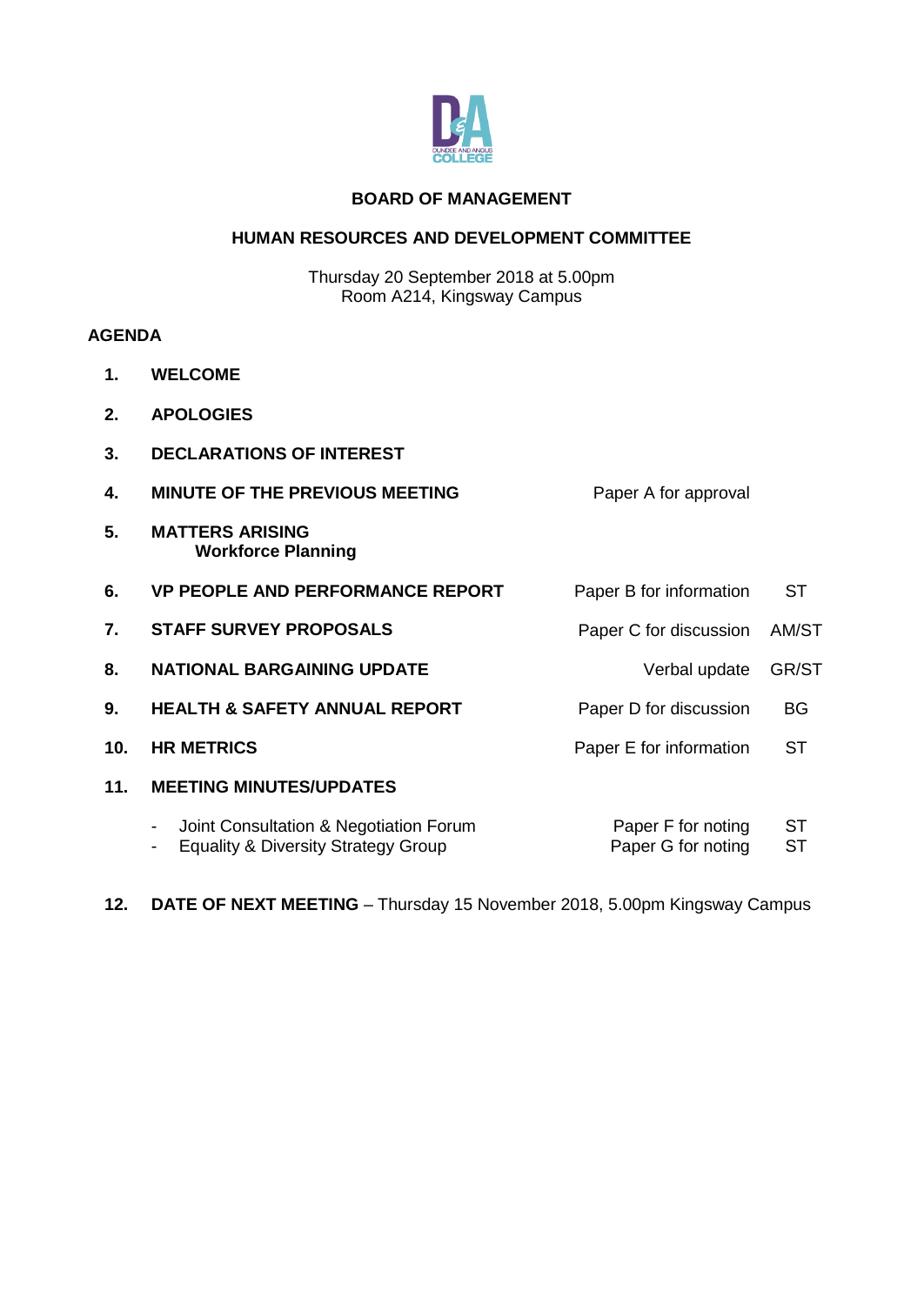**BOARD OF MANAGEMENT**

**HUMAN RESOURCES AND DEVELOPMENT COMMITTEE**

Thursday 20 September 2018 at 5.00pm
Room A214, Kingsway Campus

**AGENDA**

| | | | |
|---|---|---|---|
| **1.** | **WELCOME** | | |
| **2.** | **APOLOGIES** | | |
| **3.** | **DECLARATIONS OF INTEREST** | | |
| **4.** | **MINUTE OF THE PREVIOUS MEETING** | Paper A for approval | |
| **5.** | **MATTERS ARISING**<br>**Workforce Planning** | | |
| **6.** | **VP PEOPLE AND PERFORMANCE REPORT** | Paper B for information | ST |
| **7.** | **STAFF SURVEY PROPOSALS** | Paper C for discussion | AM/ST |
| **8.** | **NATIONAL BARGAINING UPDATE** | Verbal update | GR/ST |
| **9.** | **HEALTH & SAFETY ANNUAL REPORT** | Paper D for discussion | BG |
| **10.** | **HR METRICS** | Paper E for information | ST |
| **11.** | **MEETING MINUTES/UPDATES** | | |
| | - Joint Consultation & Negotiation Forum | Paper F for noting | ST |
| | - Equality & Diversity Strategy Group | Paper G for noting | ST |

**12. DATE OF NEXT MEETING** – Thursday 15 November 2018, 5.00pm Kingsway Campus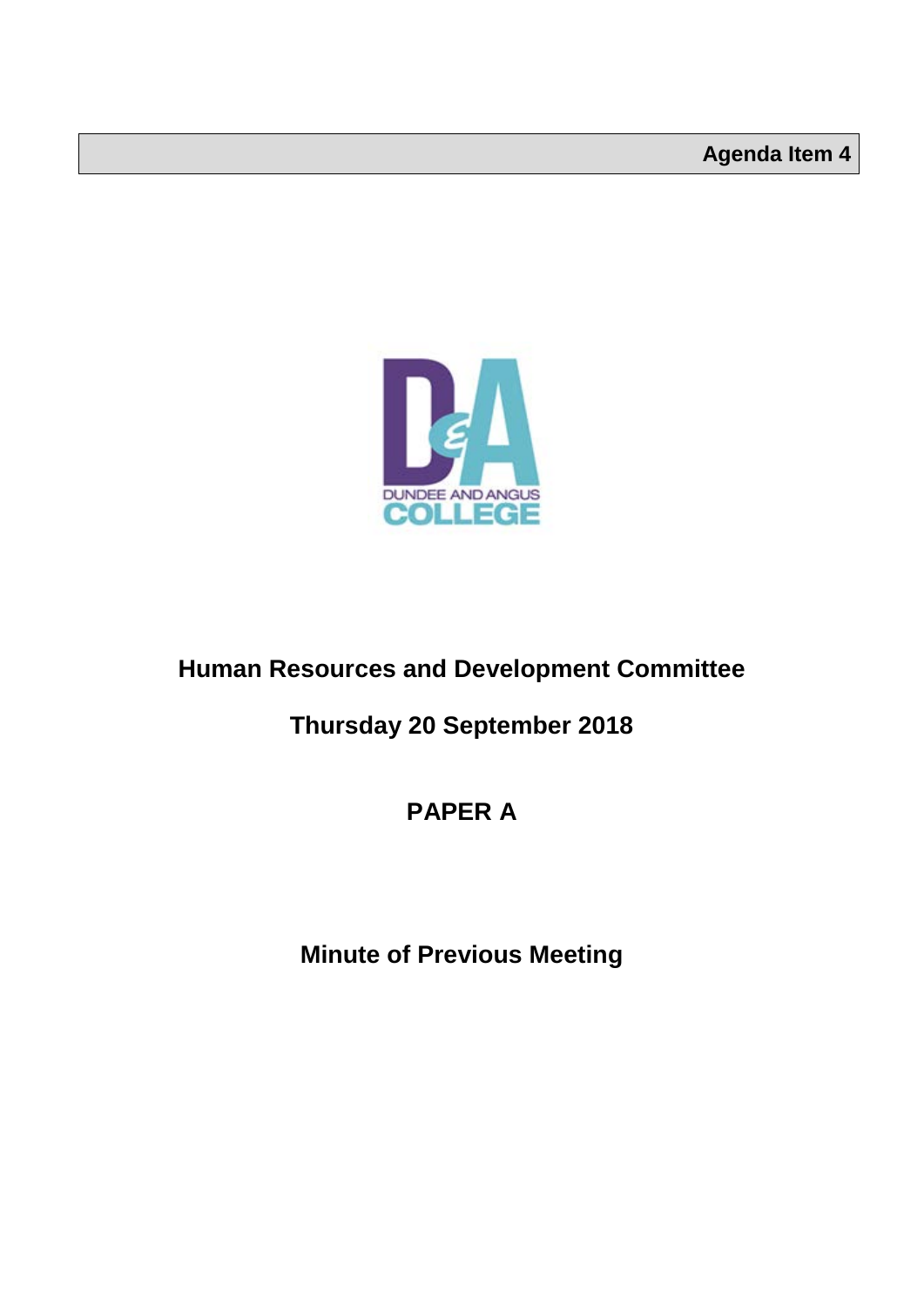**Agenda Item 4**

# Human Resources and Development Committee

## Thursday 20 September 2018

## PAPER A

## Minute of Previous Meeting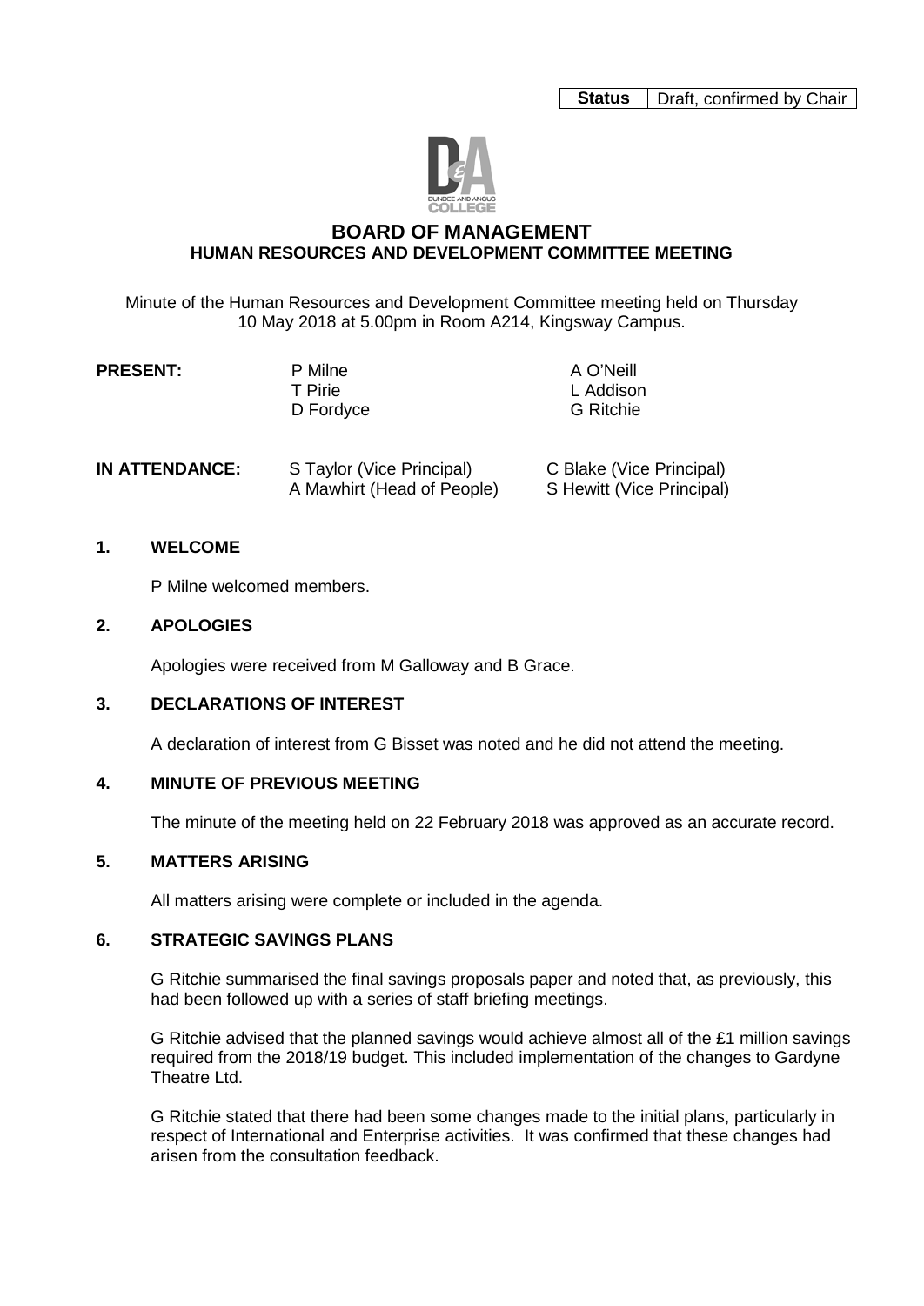| Status | Draft, confirmed by Chair |
| --- | --- |

# BOARD OF MANAGEMENT
## HUMAN RESOURCES AND DEVELOPMENT COMMITTEE MEETING

Minute of the Human Resources and Development Committee meeting held on Thursday 10 May 2018 at 5.00pm in Room A214, Kingsway Campus.

**PRESENT:** P Milne, A O'Neill, T Pirie, L Addison, D Fordyce, G Ritchie

**IN ATTENDANCE:** S Taylor (Vice Principal), C Blake (Vice Principal), A Mawhirt (Head of People), S Hewitt (Vice Principal)

### 1. WELCOME

P Milne welcomed members.

### 2. APOLOGIES

Apologies were received from M Galloway and B Grace.

### 3. DECLARATIONS OF INTEREST

A declaration of interest from G Bisset was noted and he did not attend the meeting.

### 4. MINUTE OF PREVIOUS MEETING

The minute of the meeting held on 22 February 2018 was approved as an accurate record.

### 5. MATTERS ARISING

All matters arising were complete or included in the agenda.

### 6. STRATEGIC SAVINGS PLANS

G Ritchie summarised the final savings proposals paper and noted that, as previously, this had been followed up with a series of staff briefing meetings.

G Ritchie advised that the planned savings would achieve almost all of the £1 million savings required from the 2018/19 budget. This included implementation of the changes to Gardyne Theatre Ltd.

G Ritchie stated that there had been some changes made to the initial plans, particularly in respect of International and Enterprise activities. It was confirmed that these changes had arisen from the consultation feedback.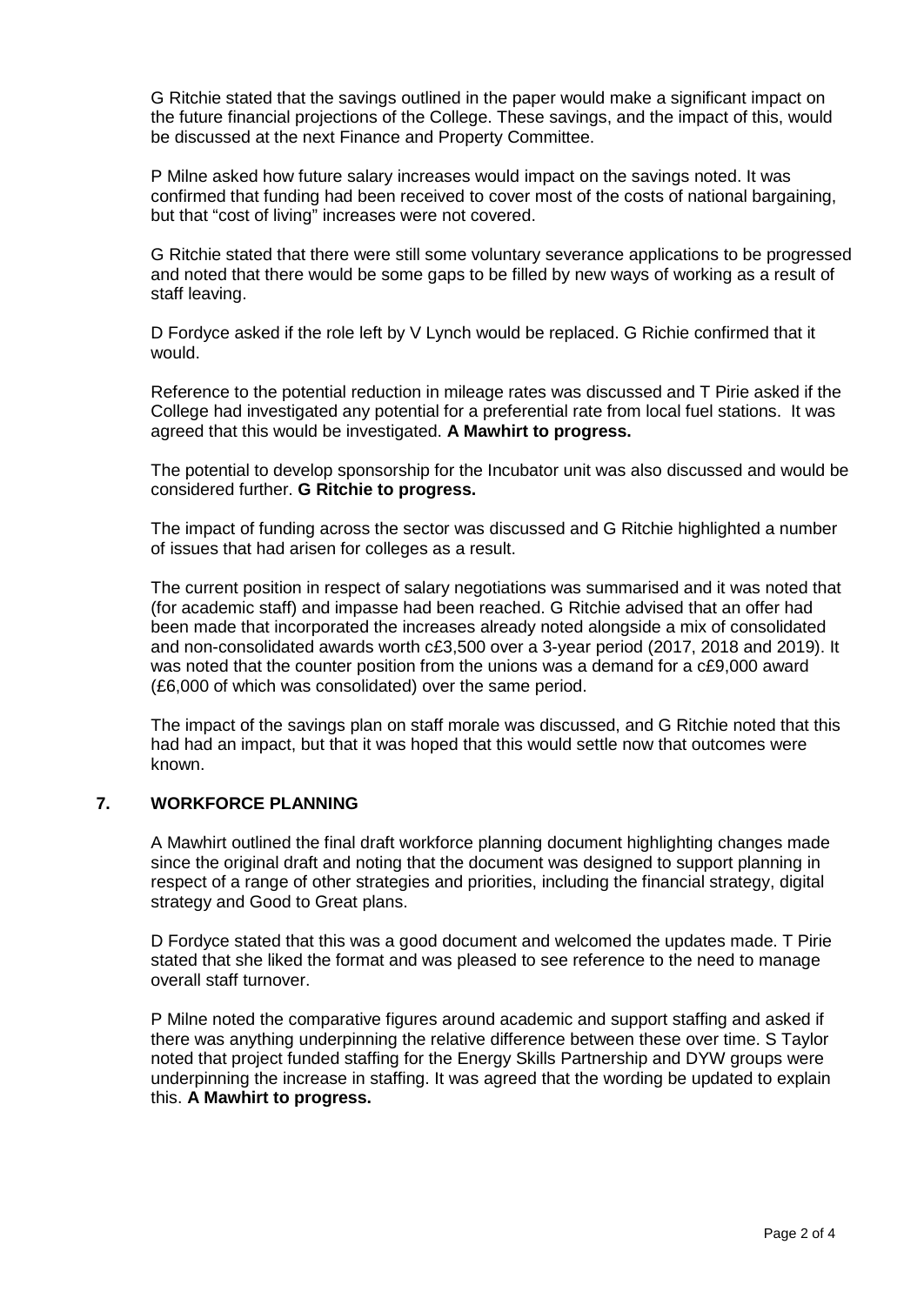G Ritchie stated that the savings outlined in the paper would make a significant impact on the future financial projections of the College. These savings, and the impact of this, would be discussed at the next Finance and Property Committee.

P Milne asked how future salary increases would impact on the savings noted. It was confirmed that funding had been received to cover most of the costs of national bargaining, but that "cost of living" increases were not covered.

G Ritchie stated that there were still some voluntary severance applications to be progressed and noted that there would be some gaps to be filled by new ways of working as a result of staff leaving.

D Fordyce asked if the role left by V Lynch would be replaced. G Richie confirmed that it would.

Reference to the potential reduction in mileage rates was discussed and T Pirie asked if the College had investigated any potential for a preferential rate from local fuel stations. It was agreed that this would be investigated. **A Mawhirt to progress.**

The potential to develop sponsorship for the Incubator unit was also discussed and would be considered further. **G Ritchie to progress.**

The impact of funding across the sector was discussed and G Ritchie highlighted a number of issues that had arisen for colleges as a result.

The current position in respect of salary negotiations was summarised and it was noted that (for academic staff) and impasse had been reached. G Ritchie advised that an offer had been made that incorporated the increases already noted alongside a mix of consolidated and non-consolidated awards worth c£3,500 over a 3-year period (2017, 2018 and 2019). It was noted that the counter position from the unions was a demand for a c£9,000 award (£6,000 of which was consolidated) over the same period.

The impact of the savings plan on staff morale was discussed, and G Ritchie noted that this had had an impact, but that it was hoped that this would settle now that outcomes were known.

## 7. WORKFORCE PLANNING

A Mawhirt outlined the final draft workforce planning document highlighting changes made since the original draft and noting that the document was designed to support planning in respect of a range of other strategies and priorities, including the financial strategy, digital strategy and Good to Great plans.

D Fordyce stated that this was a good document and welcomed the updates made. T Pirie stated that she liked the format and was pleased to see reference to the need to manage overall staff turnover.

P Milne noted the comparative figures around academic and support staffing and asked if there was anything underpinning the relative difference between these over time. S Taylor noted that project funded staffing for the Energy Skills Partnership and DYW groups were underpinning the increase in staffing. It was agreed that the wording be updated to explain this. **A Mawhirt to progress.**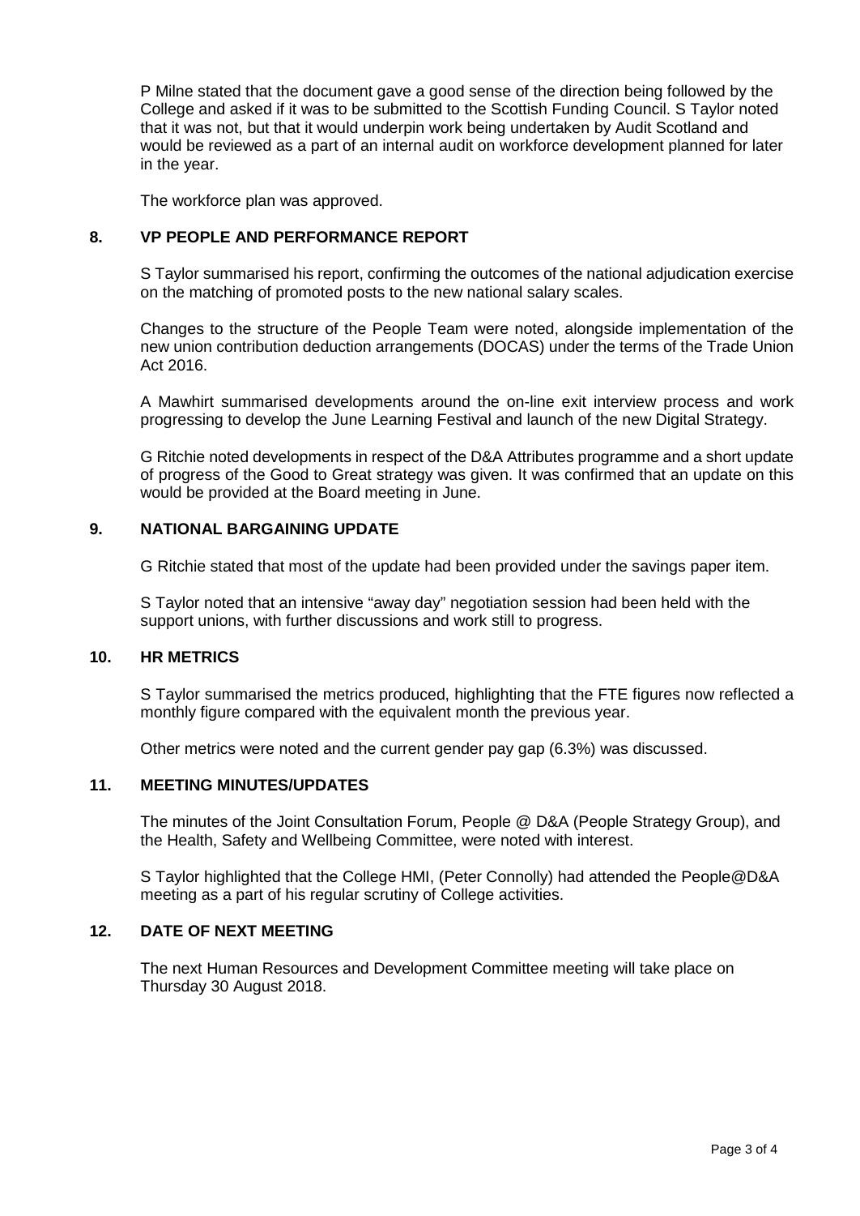P Milne stated that the document gave a good sense of the direction being followed by the College and asked if it was to be submitted to the Scottish Funding Council. S Taylor noted that it was not, but that it would underpin work being undertaken by Audit Scotland and would be reviewed as a part of an internal audit on workforce development planned for later in the year.

The workforce plan was approved.

## 8. VP PEOPLE AND PERFORMANCE REPORT

S Taylor summarised his report, confirming the outcomes of the national adjudication exercise on the matching of promoted posts to the new national salary scales.

Changes to the structure of the People Team were noted, alongside implementation of the new union contribution deduction arrangements (DOCAS) under the terms of the Trade Union Act 2016.

A Mawhirt summarised developments around the on-line exit interview process and work progressing to develop the June Learning Festival and launch of the new Digital Strategy.

G Ritchie noted developments in respect of the D&A Attributes programme and a short update of progress of the Good to Great strategy was given. It was confirmed that an update on this would be provided at the Board meeting in June.

## 9. NATIONAL BARGAINING UPDATE

G Ritchie stated that most of the update had been provided under the savings paper item.

S Taylor noted that an intensive "away day" negotiation session had been held with the support unions, with further discussions and work still to progress.

## 10. HR METRICS

S Taylor summarised the metrics produced, highlighting that the FTE figures now reflected a monthly figure compared with the equivalent month the previous year.

Other metrics were noted and the current gender pay gap (6.3%) was discussed.

## 11. MEETING MINUTES/UPDATES

The minutes of the Joint Consultation Forum, People @ D&A (People Strategy Group), and the Health, Safety and Wellbeing Committee, were noted with interest.

S Taylor highlighted that the College HMI, (Peter Connolly) had attended the People@D&A meeting as a part of his regular scrutiny of College activities.

## 12. DATE OF NEXT MEETING

The next Human Resources and Development Committee meeting will take place on Thursday 30 August 2018.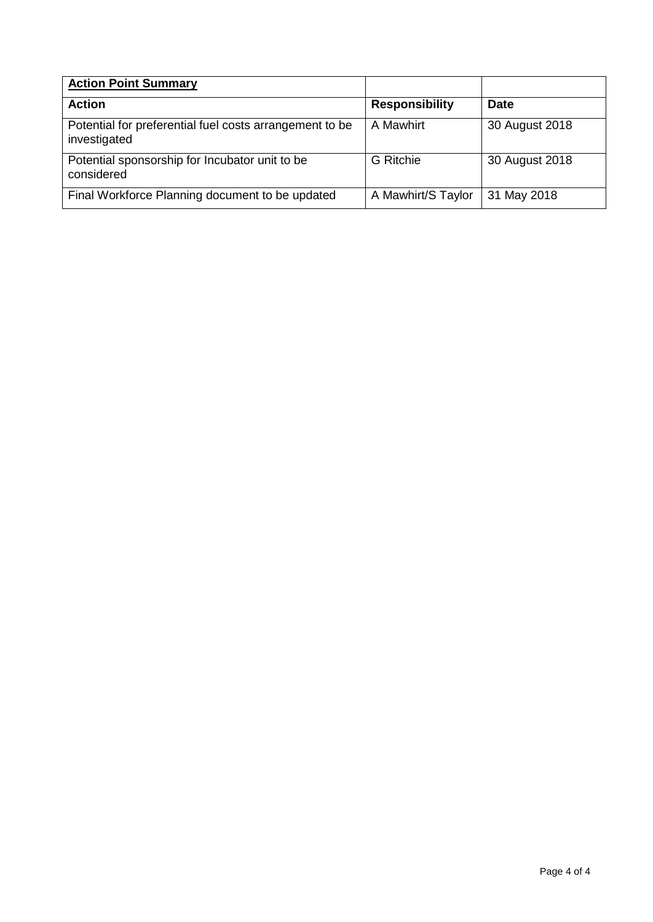| **Action Point Summary** | | |
|---|---|---|
| **Action** | **Responsibility** | **Date** |
| Potential for preferential fuel costs arrangement to be investigated | A Mawhirt | 30 August 2018 |
| Potential sponsorship for Incubator unit to be considered | G Ritchie | 30 August 2018 |
| Final Workforce Planning document to be updated | A Mawhirt/S Taylor | 31 May 2018 |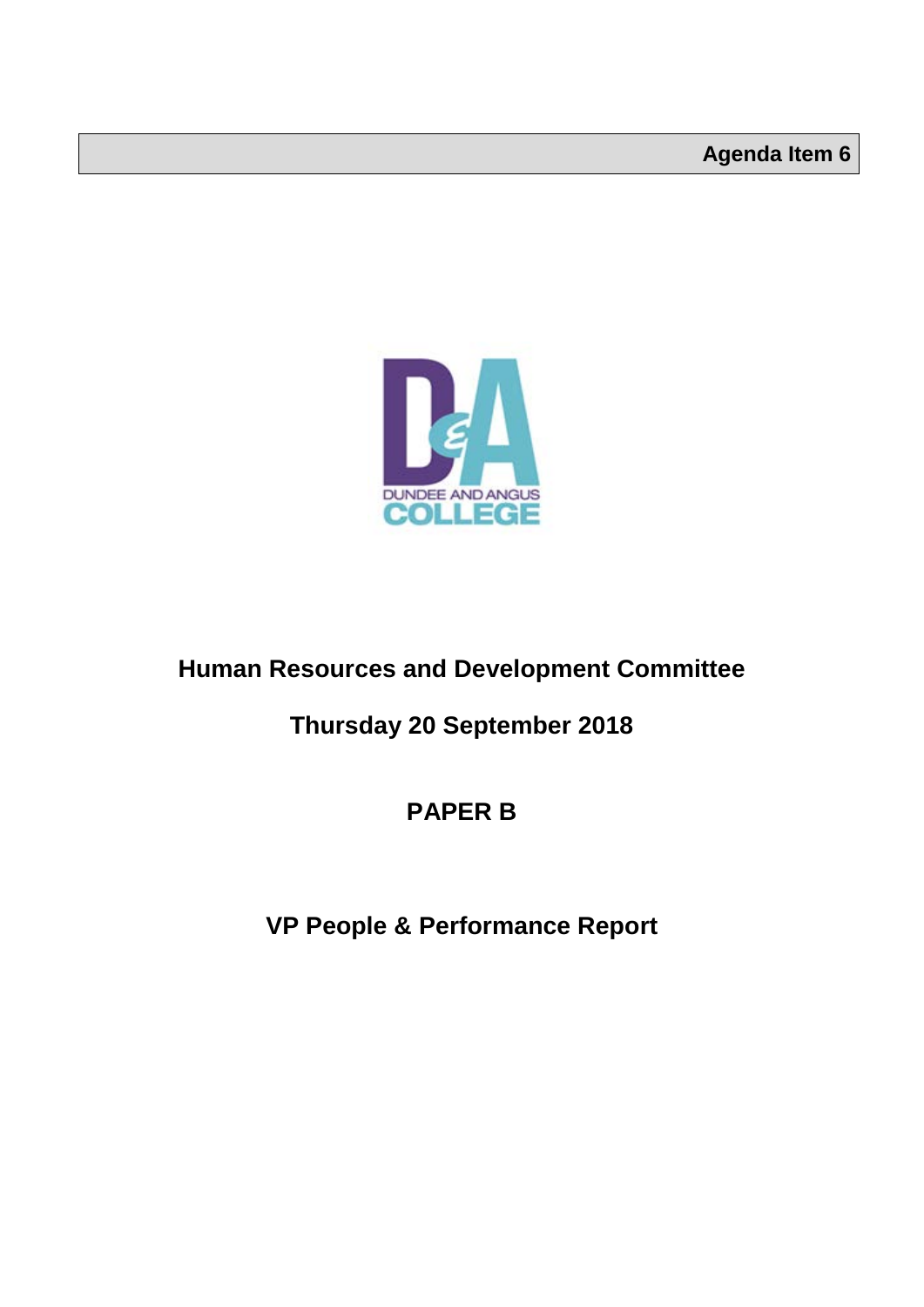**Agenda Item 6**

# Human Resources and Development Committee

## Thursday 20 September 2018

## PAPER B

## VP People & Performance Report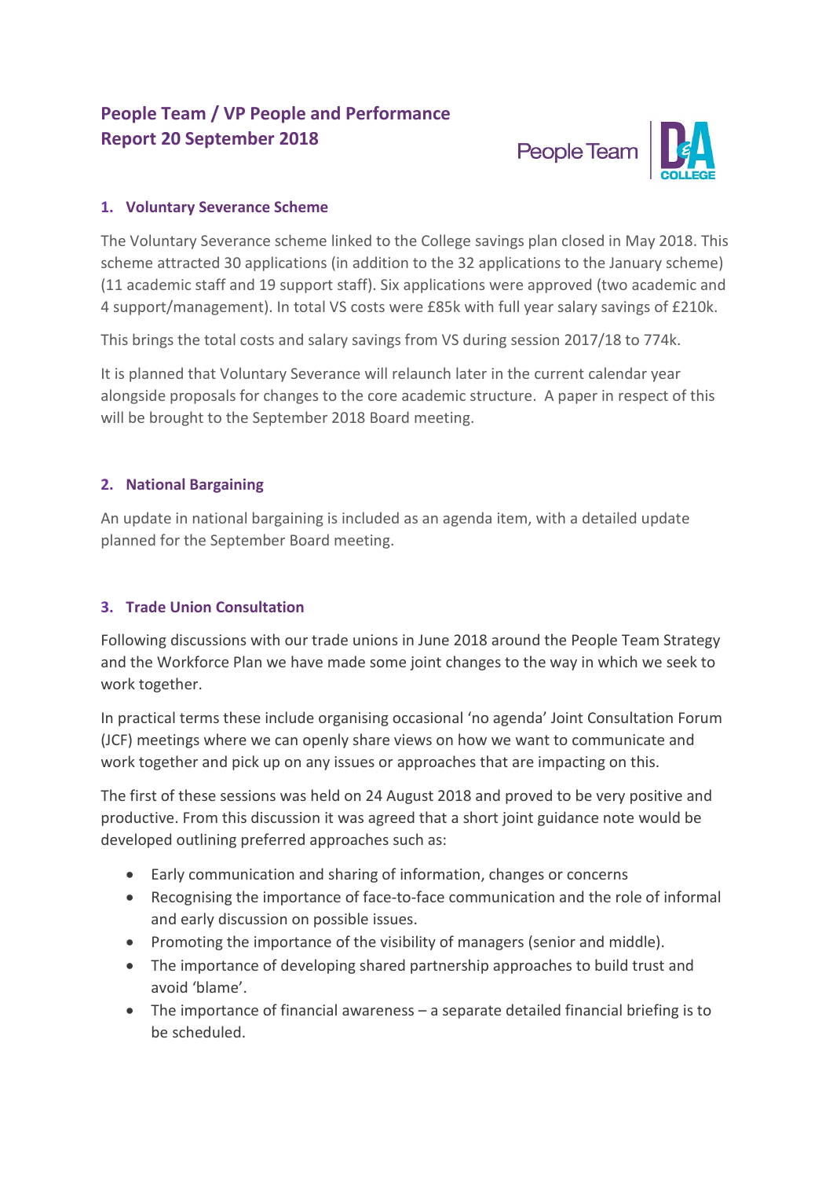# People Team / VP People and Performance Report 20 September 2018

## 1. Voluntary Severance Scheme

The Voluntary Severance scheme linked to the College savings plan closed in May 2018. This scheme attracted 30 applications (in addition to the 32 applications to the January scheme) (11 academic staff and 19 support staff). Six applications were approved (two academic and 4 support/management). In total VS costs were £85k with full year salary savings of £210k.

This brings the total costs and salary savings from VS during session 2017/18 to 774k.

It is planned that Voluntary Severance will relaunch later in the current calendar year alongside proposals for changes to the core academic structure. A paper in respect of this will be brought to the September 2018 Board meeting.

## 2. National Bargaining

An update in national bargaining is included as an agenda item, with a detailed update planned for the September Board meeting.

## 3. Trade Union Consultation

Following discussions with our trade unions in June 2018 around the People Team Strategy and the Workforce Plan we have made some joint changes to the way in which we seek to work together.

In practical terms these include organising occasional 'no agenda' Joint Consultation Forum (JCF) meetings where we can openly share views on how we want to communicate and work together and pick up on any issues or approaches that are impacting on this.

The first of these sessions was held on 24 August 2018 and proved to be very positive and productive. From this discussion it was agreed that a short joint guidance note would be developed outlining preferred approaches such as:

- Early communication and sharing of information, changes or concerns
- Recognising the importance of face-to-face communication and the role of informal and early discussion on possible issues.
- Promoting the importance of the visibility of managers (senior and middle).
- The importance of developing shared partnership approaches to build trust and avoid 'blame'.
- The importance of financial awareness – a separate detailed financial briefing is to be scheduled.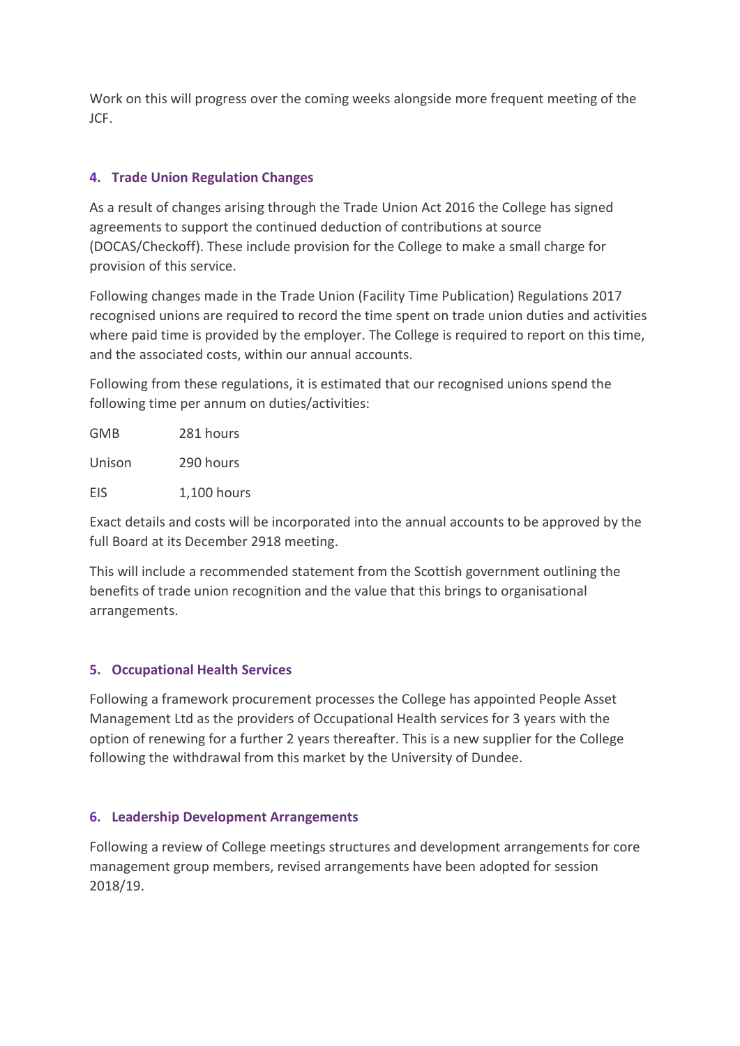Work on this will progress over the coming weeks alongside more frequent meeting of the JCF.

### 4. Trade Union Regulation Changes

As a result of changes arising through the Trade Union Act 2016 the College has signed agreements to support the continued deduction of contributions at source (DOCAS/Checkoff). These include provision for the College to make a small charge for provision of this service.

Following changes made in the Trade Union (Facility Time Publication) Regulations 2017 recognised unions are required to record the time spent on trade union duties and activities where paid time is provided by the employer. The College is required to report on this time, and the associated costs, within our annual accounts.

Following from these regulations, it is estimated that our recognised unions spend the following time per annum on duties/activities:

| | |
|---|---|
| GMB | 281 hours |
| Unison | 290 hours |
| EIS | 1,100 hours |

Exact details and costs will be incorporated into the annual accounts to be approved by the full Board at its December 2918 meeting.

This will include a recommended statement from the Scottish government outlining the benefits of trade union recognition and the value that this brings to organisational arrangements.

### 5. Occupational Health Services

Following a framework procurement processes the College has appointed People Asset Management Ltd as the providers of Occupational Health services for 3 years with the option of renewing for a further 2 years thereafter. This is a new supplier for the College following the withdrawal from this market by the University of Dundee.

### 6. Leadership Development Arrangements

Following a review of College meetings structures and development arrangements for core management group members, revised arrangements have been adopted for session 2018/19.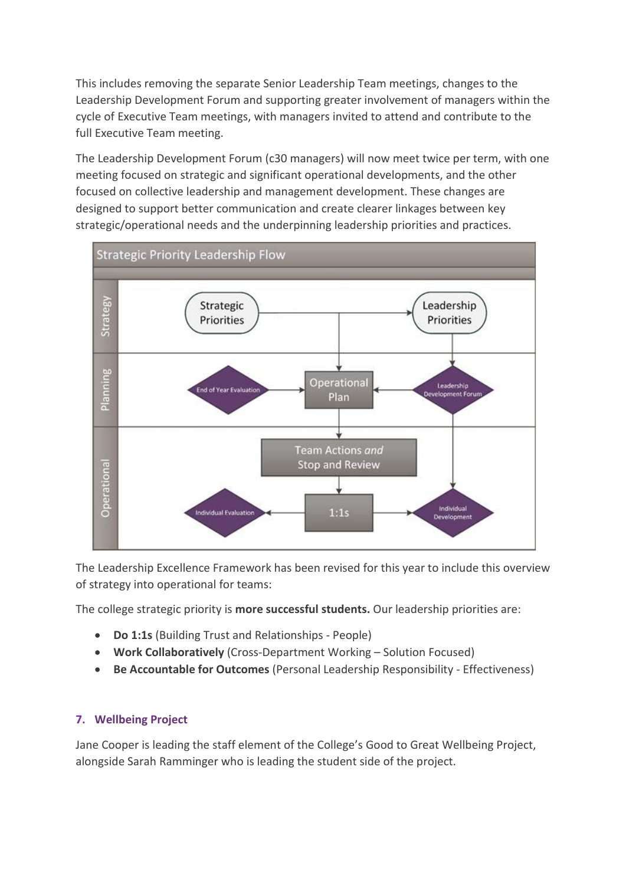This includes removing the separate Senior Leadership Team meetings, changes to the Leadership Development Forum and supporting greater involvement of managers within the cycle of Executive Team meetings, with managers invited to attend and contribute to the full Executive Team meeting.

The Leadership Development Forum (c30 managers) will now meet twice per term, with one meeting focused on strategic and significant operational developments, and the other focused on collective leadership and management development. These changes are designed to support better communication and create clearer linkages between key strategic/operational needs and the underpinning leadership priorities and practices.

Strategic Priority Leadership Flow

| | | | |
|---|---|---|---|
| Strategy | Strategic Priorities | | Leadership Priorities |
| Planning | End of Year Evaluation | Operational Plan | Leadership Development Forum |
| Operational | | Team Actions *and* Stop and Review | |
| | Individual Evaluation | 1:1s | Individual Development |

The Leadership Excellence Framework has been revised for this year to include this overview of strategy into operational for teams:

The college strategic priority is **more successful students.** Our leadership priorities are:

- **Do 1:1s** (Building Trust and Relationships - People)
- **Work Collaboratively** (Cross-Department Working – Solution Focused)
- **Be Accountable for Outcomes** (Personal Leadership Responsibility - Effectiveness)

## 7. Wellbeing Project

Jane Cooper is leading the staff element of the College's Good to Great Wellbeing Project, alongside Sarah Ramminger who is leading the student side of the project.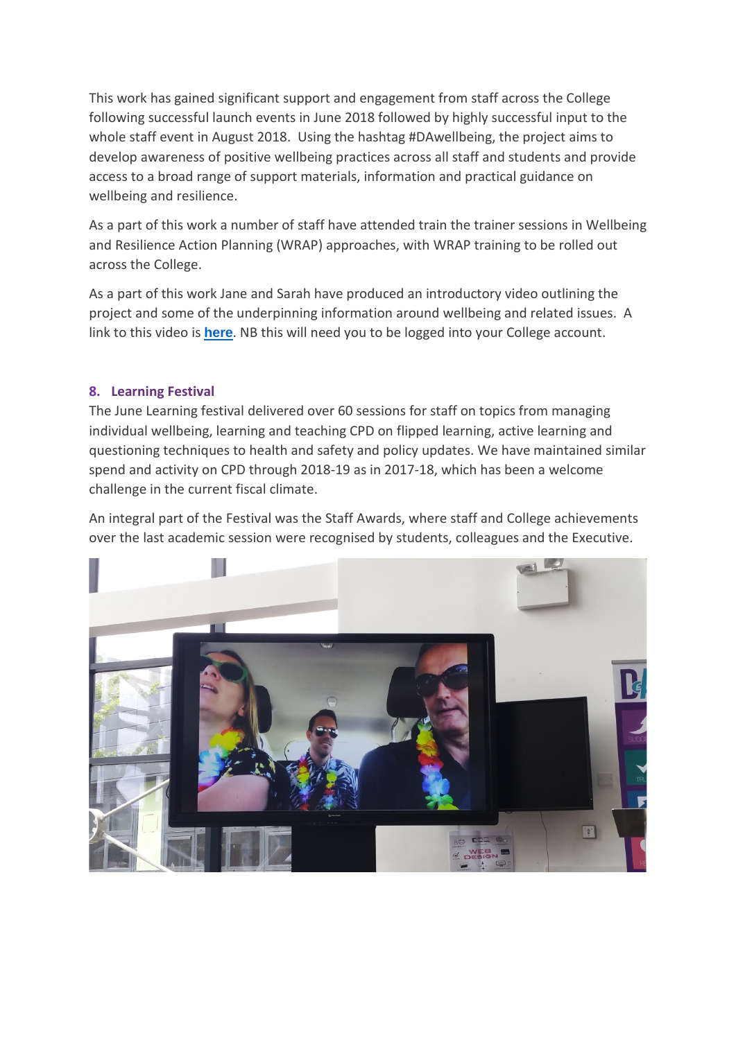This work has gained significant support and engagement from staff across the College following successful launch events in June 2018 followed by highly successful input to the whole staff event in August 2018. Using the hashtag #DAwellbeing, the project aims to develop awareness of positive wellbeing practices across all staff and students and provide access to a broad range of support materials, information and practical guidance on wellbeing and resilience.

As a part of this work a number of staff have attended train the trainer sessions in Wellbeing and Resilience Action Planning (WRAP) approaches, with WRAP training to be rolled out across the College.

As a part of this work Jane and Sarah have produced an introductory video outlining the project and some of the underpinning information around wellbeing and related issues. A link to this video is **here**. NB this will need you to be logged into your College account.

### 8. Learning Festival

The June Learning festival delivered over 60 sessions for staff on topics from managing individual wellbeing, learning and teaching CPD on flipped learning, active learning and questioning techniques to health and safety and policy updates. We have maintained similar spend and activity on CPD through 2018-19 as in 2017-18, which has been a welcome challenge in the current fiscal climate.

An integral part of the Festival was the Staff Awards, where staff and College achievements over the last academic session were recognised by students, colleagues and the Executive.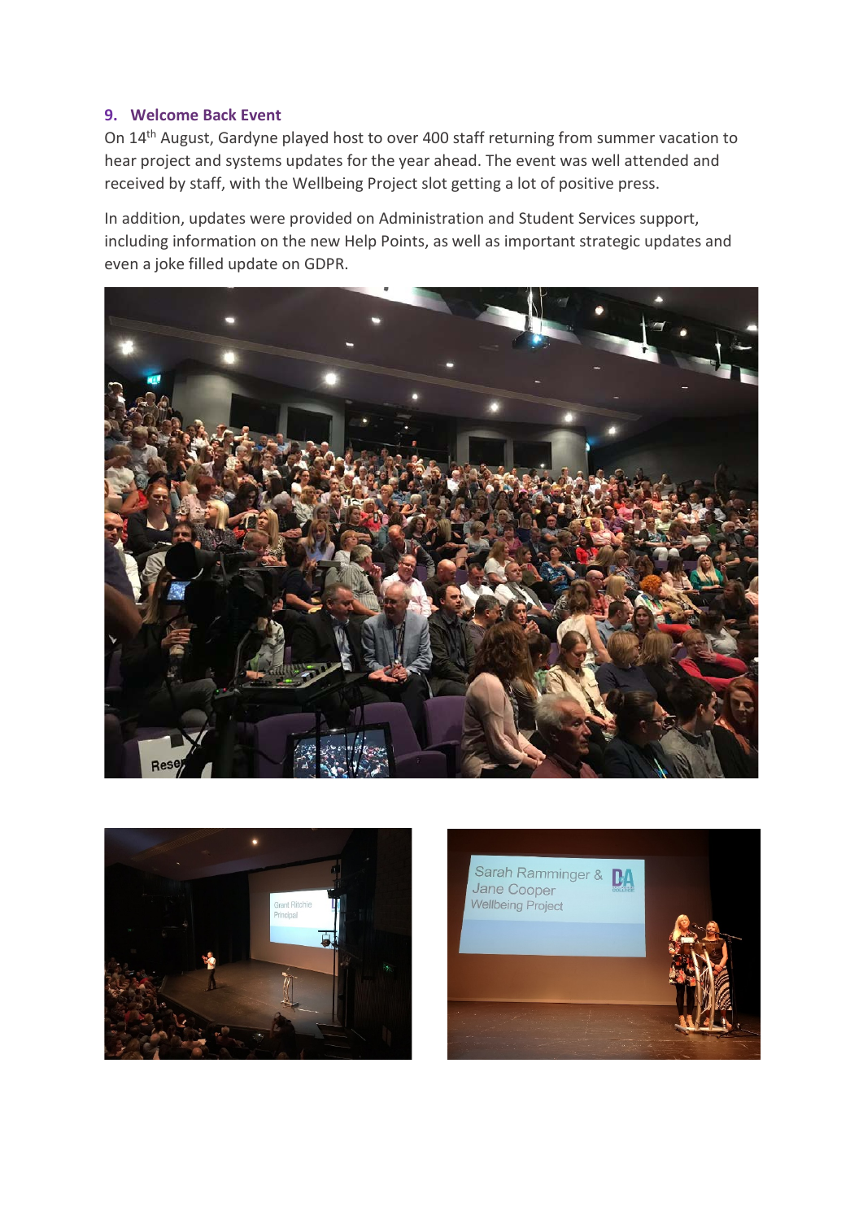## 9. Welcome Back Event

On 14th August, Gardyne played host to over 400 staff returning from summer vacation to hear project and systems updates for the year ahead. The event was well attended and received by staff, with the Wellbeing Project slot getting a lot of positive press.

In addition, updates were provided on Administration and Student Services support, including information on the new Help Points, as well as important strategic updates and even a joke filled update on GDPR.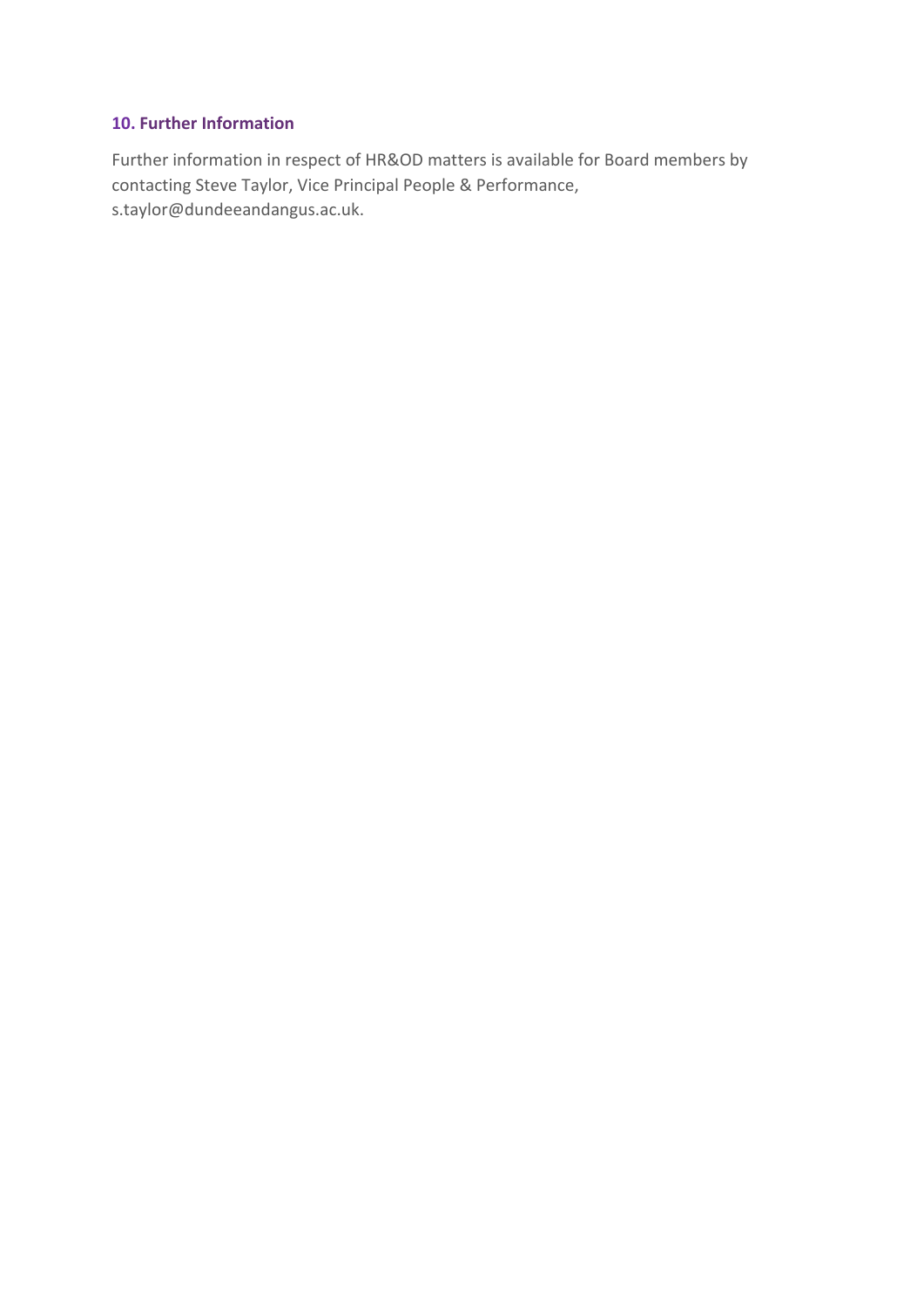## 10. Further Information

Further information in respect of HR&OD matters is available for Board members by contacting Steve Taylor, Vice Principal People & Performance, s.taylor@dundeeandangus.ac.uk.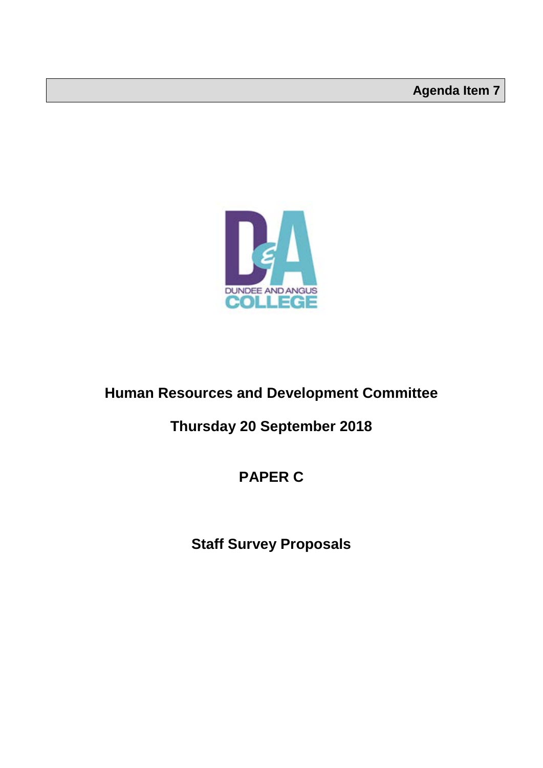**Agenda Item 7**

# Human Resources and Development Committee

## Thursday 20 September 2018

## PAPER C

## Staff Survey Proposals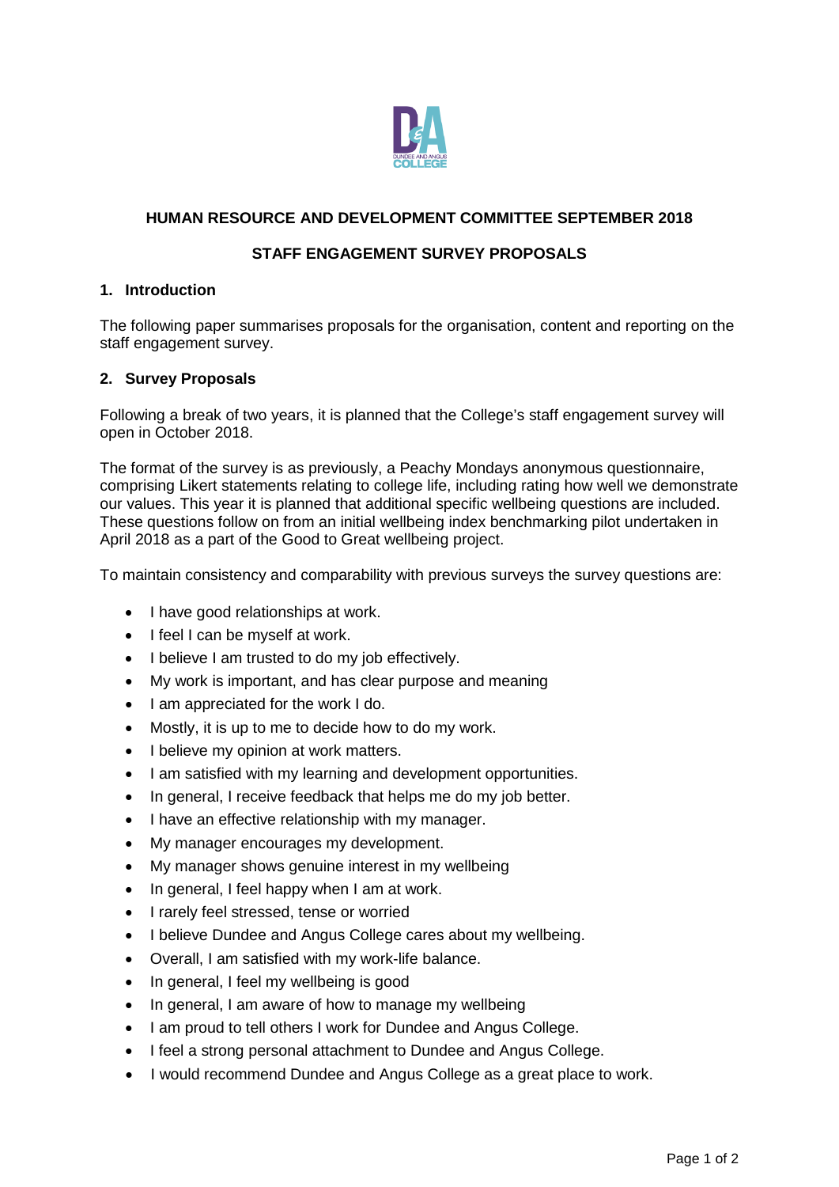**HUMAN RESOURCE AND DEVELOPMENT COMMITTEE SEPTEMBER 2018**

**STAFF ENGAGEMENT SURVEY PROPOSALS**

## 1. Introduction

The following paper summarises proposals for the organisation, content and reporting on the staff engagement survey.

## 2. Survey Proposals

Following a break of two years, it is planned that the College's staff engagement survey will open in October 2018.

The format of the survey is as previously, a Peachy Mondays anonymous questionnaire, comprising Likert statements relating to college life, including rating how well we demonstrate our values. This year it is planned that additional specific wellbeing questions are included. These questions follow on from an initial wellbeing index benchmarking pilot undertaken in April 2018 as a part of the Good to Great wellbeing project.

To maintain consistency and comparability with previous surveys the survey questions are:

- I have good relationships at work.
- I feel I can be myself at work.
- I believe I am trusted to do my job effectively.
- My work is important, and has clear purpose and meaning
- I am appreciated for the work I do.
- Mostly, it is up to me to decide how to do my work.
- I believe my opinion at work matters.
- I am satisfied with my learning and development opportunities.
- In general, I receive feedback that helps me do my job better.
- I have an effective relationship with my manager.
- My manager encourages my development.
- My manager shows genuine interest in my wellbeing
- In general, I feel happy when I am at work.
- I rarely feel stressed, tense or worried
- I believe Dundee and Angus College cares about my wellbeing.
- Overall, I am satisfied with my work-life balance.
- In general, I feel my wellbeing is good
- In general, I am aware of how to manage my wellbeing
- I am proud to tell others I work for Dundee and Angus College.
- I feel a strong personal attachment to Dundee and Angus College.
- I would recommend Dundee and Angus College as a great place to work.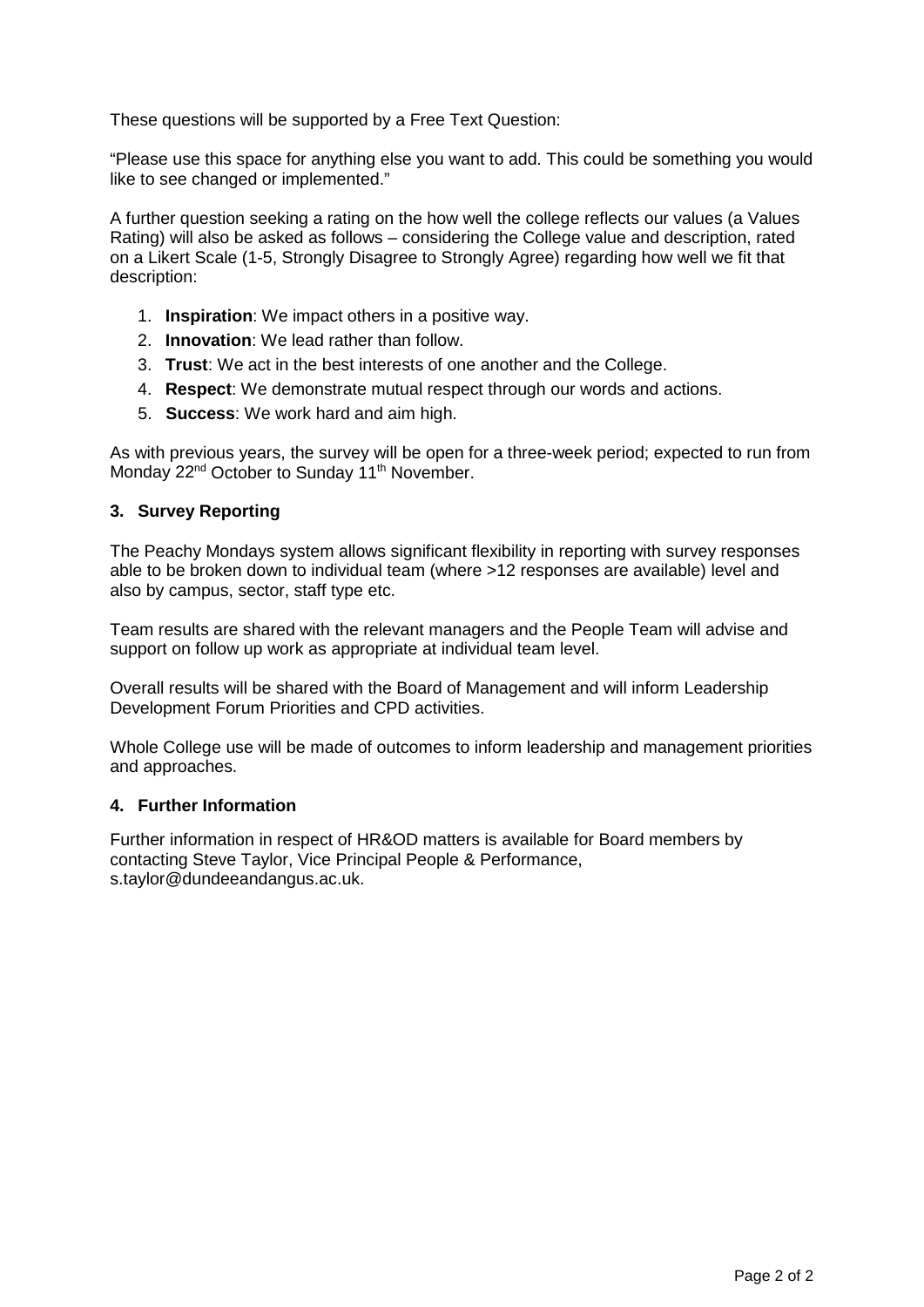These questions will be supported by a Free Text Question:

"Please use this space for anything else you want to add. This could be something you would like to see changed or implemented."

A further question seeking a rating on the how well the college reflects our values (a Values Rating) will also be asked as follows – considering the College value and description, rated on a Likert Scale (1-5, Strongly Disagree to Strongly Agree) regarding how well we fit that description:

1. **Inspiration**: We impact others in a positive way.
2. **Innovation**: We lead rather than follow.
3. **Trust**: We act in the best interests of one another and the College.
4. **Respect**: We demonstrate mutual respect through our words and actions.
5. **Success**: We work hard and aim high.

As with previous years, the survey will be open for a three-week period; expected to run from Monday 22nd October to Sunday 11th November.

## 3. Survey Reporting

The Peachy Mondays system allows significant flexibility in reporting with survey responses able to be broken down to individual team (where >12 responses are available) level and also by campus, sector, staff type etc.

Team results are shared with the relevant managers and the People Team will advise and support on follow up work as appropriate at individual team level.

Overall results will be shared with the Board of Management and will inform Leadership Development Forum Priorities and CPD activities.

Whole College use will be made of outcomes to inform leadership and management priorities and approaches.

## 4. Further Information

Further information in respect of HR&OD matters is available for Board members by contacting Steve Taylor, Vice Principal People & Performance, s.taylor@dundeeandangus.ac.uk.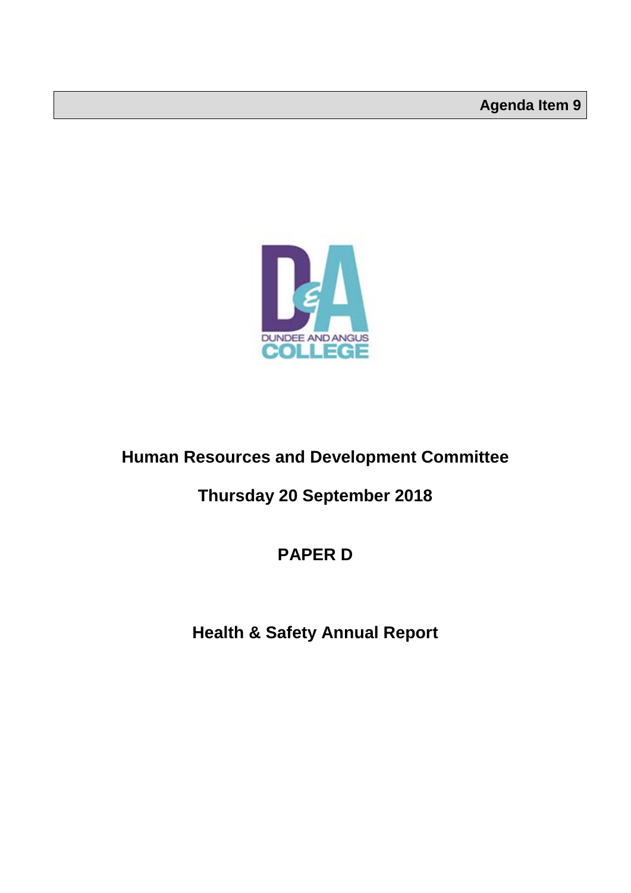**Agenda Item 9**

# Human Resources and Development Committee

## Thursday 20 September 2018

## PAPER D

## Health & Safety Annual Report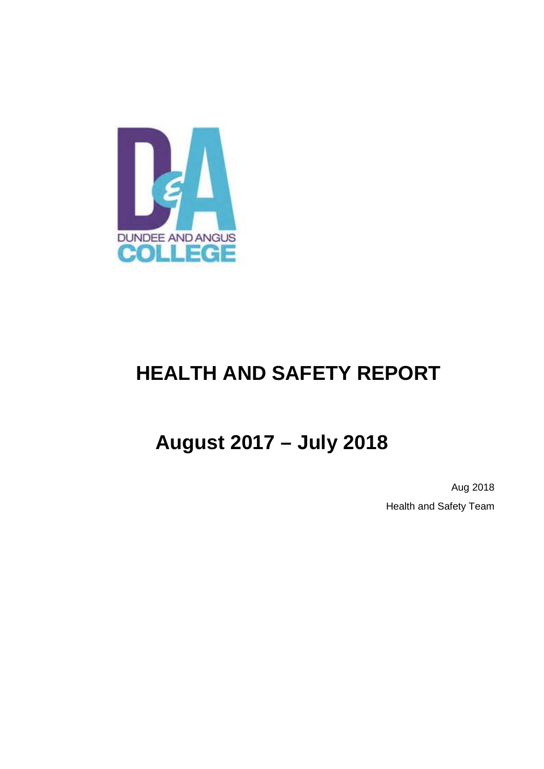DUNDEE AND ANGUS COLLEGE

# HEALTH AND SAFETY REPORT

## August 2017 – July 2018

Aug 2018

Health and Safety Team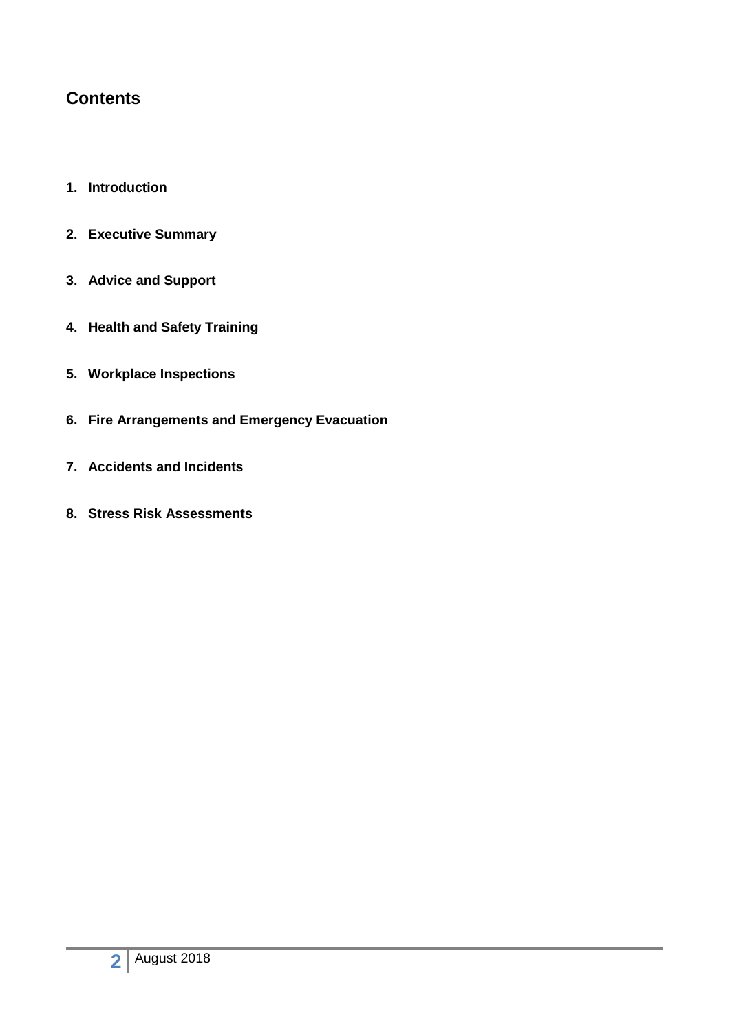## Contents

1. **Introduction**
2. **Executive Summary**
3. **Advice and Support**
4. **Health and Safety Training**
5. **Workplace Inspections**
6. **Fire Arrangements and Emergency Evacuation**
7. **Accidents and Incidents**
8. **Stress Risk Assessments**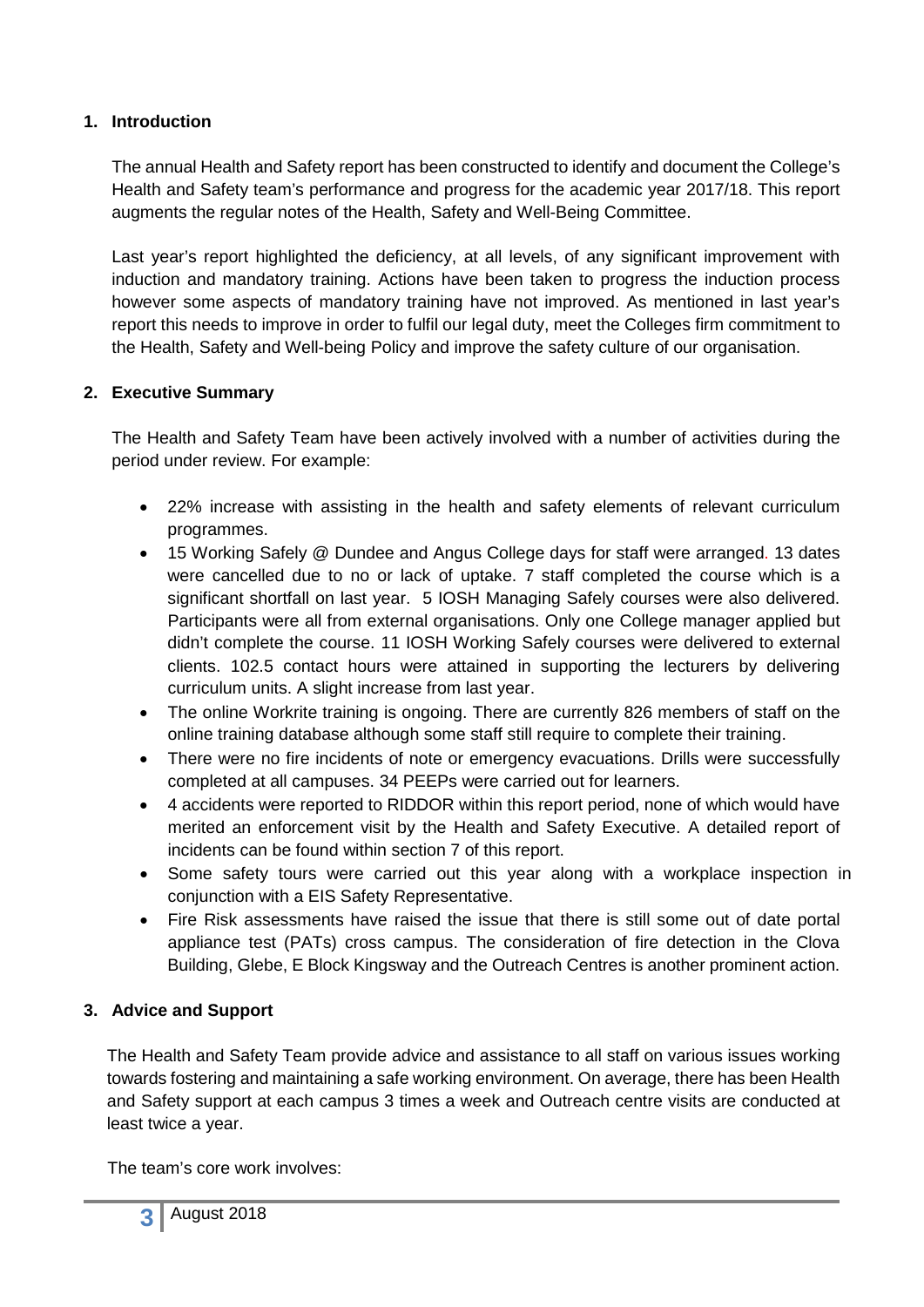## 1. Introduction

The annual Health and Safety report has been constructed to identify and document the College's Health and Safety team's performance and progress for the academic year 2017/18. This report augments the regular notes of the Health, Safety and Well-Being Committee.

Last year's report highlighted the deficiency, at all levels, of any significant improvement with induction and mandatory training. Actions have been taken to progress the induction process however some aspects of mandatory training have not improved. As mentioned in last year's report this needs to improve in order to fulfil our legal duty, meet the Colleges firm commitment to the Health, Safety and Well-being Policy and improve the safety culture of our organisation.

## 2. Executive Summary

The Health and Safety Team have been actively involved with a number of activities during the period under review. For example:

- 22% increase with assisting in the health and safety elements of relevant curriculum programmes.
- 15 Working Safely @ Dundee and Angus College days for staff were arranged. 13 dates were cancelled due to no or lack of uptake. 7 staff completed the course which is a significant shortfall on last year. 5 IOSH Managing Safely courses were also delivered. Participants were all from external organisations. Only one College manager applied but didn't complete the course. 11 IOSH Working Safely courses were delivered to external clients. 102.5 contact hours were attained in supporting the lecturers by delivering curriculum units. A slight increase from last year.
- The online Workrite training is ongoing. There are currently 826 members of staff on the online training database although some staff still require to complete their training.
- There were no fire incidents of note or emergency evacuations. Drills were successfully completed at all campuses. 34 PEEPs were carried out for learners.
- 4 accidents were reported to RIDDOR within this report period, none of which would have merited an enforcement visit by the Health and Safety Executive. A detailed report of incidents can be found within section 7 of this report.
- Some safety tours were carried out this year along with a workplace inspection in conjunction with a EIS Safety Representative.
- Fire Risk assessments have raised the issue that there is still some out of date portal appliance test (PATs) cross campus. The consideration of fire detection in the Clova Building, Glebe, E Block Kingsway and the Outreach Centres is another prominent action.

## 3. Advice and Support

The Health and Safety Team provide advice and assistance to all staff on various issues working towards fostering and maintaining a safe working environment. On average, there has been Health and Safety support at each campus 3 times a week and Outreach centre visits are conducted at least twice a year.

The team's core work involves: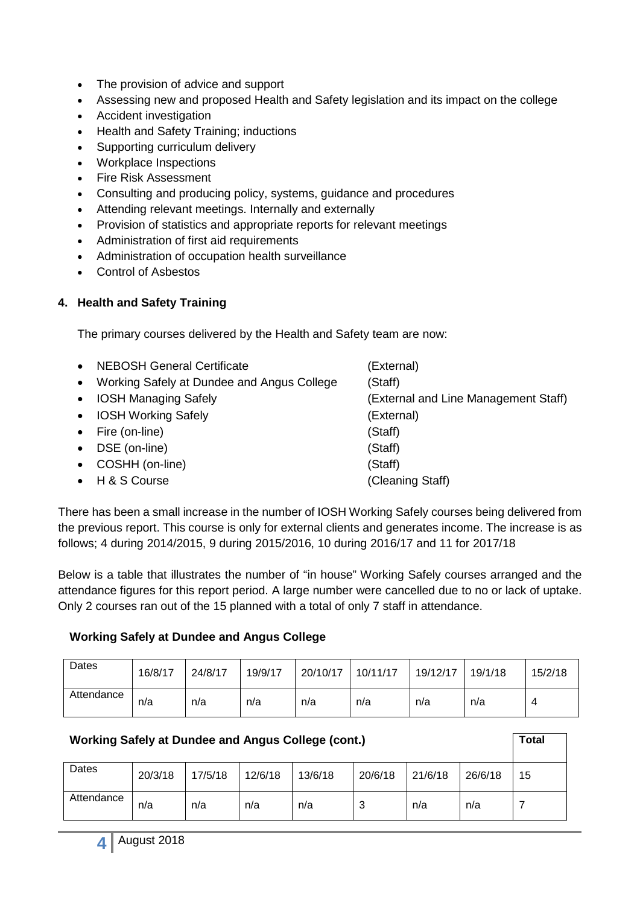- The provision of advice and support
- Assessing new and proposed Health and Safety legislation and its impact on the college
- Accident investigation
- Health and Safety Training; inductions
- Supporting curriculum delivery
- Workplace Inspections
- Fire Risk Assessment
- Consulting and producing policy, systems, guidance and procedures
- Attending relevant meetings. Internally and externally
- Provision of statistics and appropriate reports for relevant meetings
- Administration of first aid requirements
- Administration of occupation health surveillance
- Control of Asbestos

## 4. Health and Safety Training

The primary courses delivered by the Health and Safety team are now:

- NEBOSH General Certificate (External)
- Working Safely at Dundee and Angus College (Staff)
- IOSH Managing Safely (External and Line Management Staff)
- IOSH Working Safely (External)
- Fire (on-line) (Staff)
- DSE (on-line) (Staff)
- COSHH (on-line) (Staff)
- H & S Course (Cleaning Staff)

There has been a small increase in the number of IOSH Working Safely courses being delivered from the previous report. This course is only for external clients and generates income. The increase is as follows; 4 during 2014/2015, 9 during 2015/2016, 10 during 2016/17 and 11 for 2017/18

Below is a table that illustrates the number of "in house" Working Safely courses arranged and the attendance figures for this report period. A large number were cancelled due to no or lack of uptake. Only 2 courses ran out of the 15 planned with a total of only 7 staff in attendance.

**Working Safely at Dundee and Angus College**

| Dates | 16/8/17 | 24/8/17 | 19/9/17 | 20/10/17 | 10/11/17 | 19/12/17 | 19/1/18 | 15/2/18 |
|---|---|---|---|---|---|---|---|---|
| Attendance | n/a | n/a | n/a | n/a | n/a | n/a | n/a | 4 |

**Working Safely at Dundee and Angus College (cont.)**

| Dates | 20/3/18 | 17/5/18 | 12/6/18 | 13/6/18 | 20/6/18 | 21/6/18 | 26/6/18 | Total 15 |
|---|---|---|---|---|---|---|---|---|
| Attendance | n/a | n/a | n/a | n/a | 3 | n/a | n/a | 7 |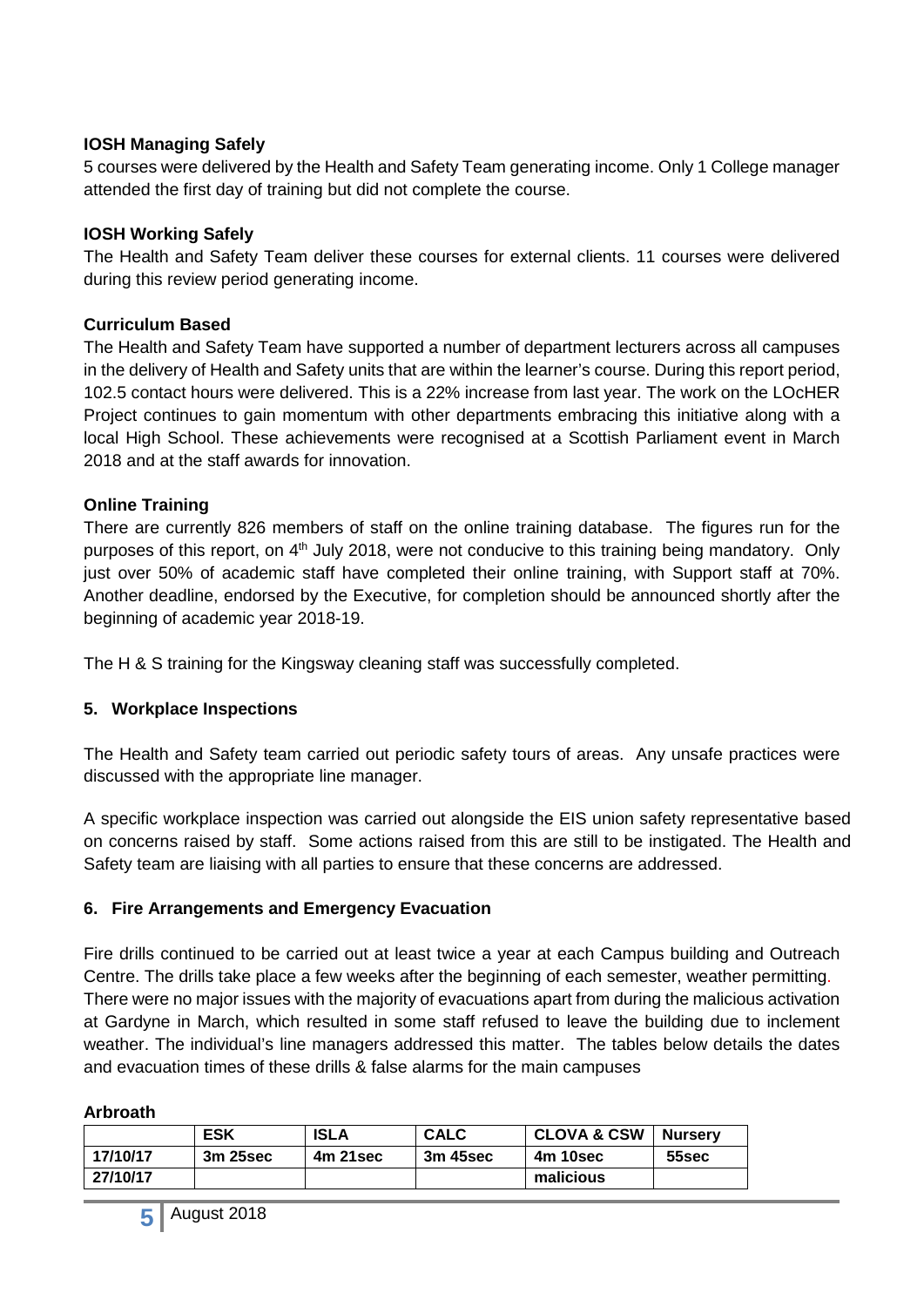**IOSH Managing Safely**

5 courses were delivered by the Health and Safety Team generating income. Only 1 College manager attended the first day of training but did not complete the course.

**IOSH Working Safely**

The Health and Safety Team deliver these courses for external clients. 11 courses were delivered during this review period generating income.

**Curriculum Based**

The Health and Safety Team have supported a number of department lecturers across all campuses in the delivery of Health and Safety units that are within the learner's course. During this report period, 102.5 contact hours were delivered. This is a 22% increase from last year. The work on the LOcHER Project continues to gain momentum with other departments embracing this initiative along with a local High School. These achievements were recognised at a Scottish Parliament event in March 2018 and at the staff awards for innovation.

**Online Training**

There are currently 826 members of staff on the online training database. The figures run for the purposes of this report, on 4th July 2018, were not conducive to this training being mandatory. Only just over 50% of academic staff have completed their online training, with Support staff at 70%. Another deadline, endorsed by the Executive, for completion should be announced shortly after the beginning of academic year 2018-19.

The H & S training for the Kingsway cleaning staff was successfully completed.

## 5. Workplace Inspections

The Health and Safety team carried out periodic safety tours of areas. Any unsafe practices were discussed with the appropriate line manager.

A specific workplace inspection was carried out alongside the EIS union safety representative based on concerns raised by staff. Some actions raised from this are still to be instigated. The Health and Safety team are liaising with all parties to ensure that these concerns are addressed.

## 6. Fire Arrangements and Emergency Evacuation

Fire drills continued to be carried out at least twice a year at each Campus building and Outreach Centre. The drills take place a few weeks after the beginning of each semester, weather permitting. There were no major issues with the majority of evacuations apart from during the malicious activation at Gardyne in March, which resulted in some staff refused to leave the building due to inclement weather. The individual's line managers addressed this matter. The tables below details the dates and evacuation times of these drills & false alarms for the main campuses

**Arbroath**

| | ESK | ISLA | CALC | CLOVA & CSW | Nursery |
|---|---|---|---|---|---|
| 17/10/17 | 3m 25sec | 4m 21sec | 3m 45sec | 4m 10sec | 55sec |
| 27/10/17 | | | | malicious | |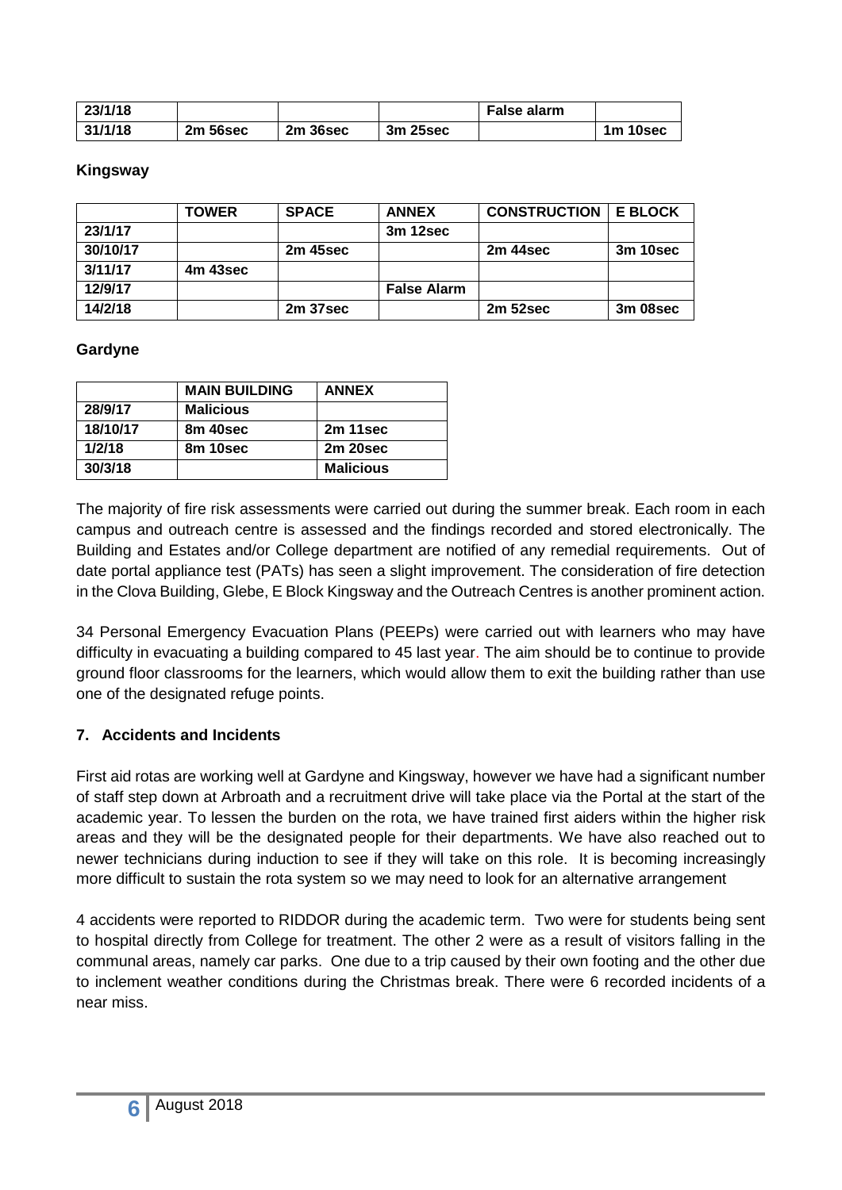| 23/1/18 | | | | False alarm | |
|---|---|---|---|---|---|
| 31/1/18 | 2m 56sec | 2m 36sec | 3m 25sec | | 1m 10sec |

**Kingsway**

| | TOWER | SPACE | ANNEX | CONSTRUCTION | E BLOCK |
|---|---|---|---|---|---|
| 23/1/17 | | | 3m 12sec | | |
| 30/10/17 | | 2m 45sec | | 2m 44sec | 3m 10sec |
| 3/11/17 | 4m 43sec | | | | |
| 12/9/17 | | | False Alarm | | |
| 14/2/18 | | 2m 37sec | | 2m 52sec | 3m 08sec |

**Gardyne**

| | MAIN BUILDING | ANNEX |
|---|---|---|
| 28/9/17 | Malicious | |
| 18/10/17 | 8m 40sec | 2m 11sec |
| 1/2/18 | 8m 10sec | 2m 20sec |
| 30/3/18 | | Malicious |

The majority of fire risk assessments were carried out during the summer break. Each room in each campus and outreach centre is assessed and the findings recorded and stored electronically. The Building and Estates and/or College department are notified of any remedial requirements. Out of date portal appliance test (PATs) has seen a slight improvement. The consideration of fire detection in the Clova Building, Glebe, E Block Kingsway and the Outreach Centres is another prominent action.

34 Personal Emergency Evacuation Plans (PEEPs) were carried out with learners who may have difficulty in evacuating a building compared to 45 last year. The aim should be to continue to provide ground floor classrooms for the learners, which would allow them to exit the building rather than use one of the designated refuge points.

## 7. Accidents and Incidents

First aid rotas are working well at Gardyne and Kingsway, however we have had a significant number of staff step down at Arbroath and a recruitment drive will take place via the Portal at the start of the academic year. To lessen the burden on the rota, we have trained first aiders within the higher risk areas and they will be the designated people for their departments. We have also reached out to newer technicians during induction to see if they will take on this role. It is becoming increasingly more difficult to sustain the rota system so we may need to look for an alternative arrangement

4 accidents were reported to RIDDOR during the academic term. Two were for students being sent to hospital directly from College for treatment. The other 2 were as a result of visitors falling in the communal areas, namely car parks. One due to a trip caused by their own footing and the other due to inclement weather conditions during the Christmas break. There were 6 recorded incidents of a near miss.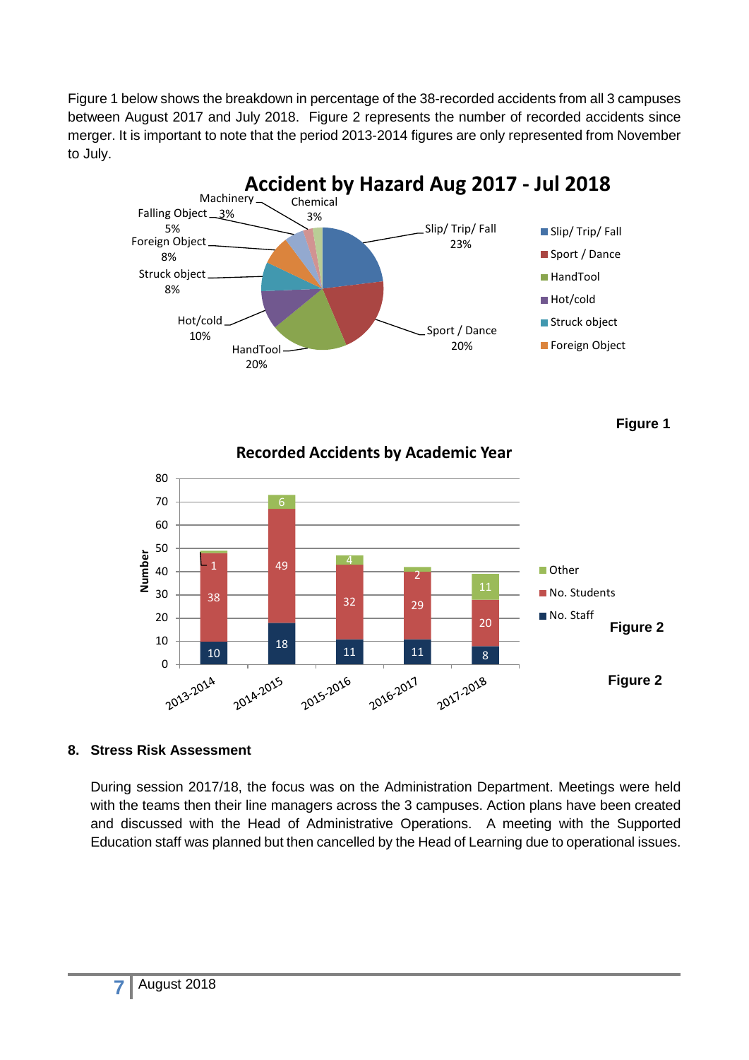Figure 1 below shows the breakdown in percentage of the 38-recorded accidents from all 3 campuses between August 2017 and July 2018. Figure 2 represents the number of recorded accidents since merger. It is important to note that the period 2013-2014 figures are only represented from November to July.

**Accident by Hazard Aug 2017 - Jul 2018**

| Hazard | Percentage |
|---|---|
| Slip/ Trip/ Fall | 23% |
| Sport / Dance | 20% |
| HandTool | 20% |
| Hot/cold | 10% |
| Struck object | 8% |
| Foreign Object | 8% |
| Falling Object | 5% |
| Machinery | 3% |
| Chemical | 3% |

**Figure 1**

**Recorded Accidents by Academic Year**

| Academic Year | No. Staff | No. Students | Other |
|---|---|---|---|
| 2013-2014 | 10 | 38 | 1 |
| 2014-2015 | 18 | 49 | 6 |
| 2015-2016 | 11 | 32 | 4 |
| 2016-2017 | 11 | 29 | 2 |
| 2017-2018 | 8 | 20 | 11 |

**Figure 2**

## 8. Stress Risk Assessment

During session 2017/18, the focus was on the Administration Department. Meetings were held with the teams then their line managers across the 3 campuses. Action plans have been created and discussed with the Head of Administrative Operations. A meeting with the Supported Education staff was planned but then cancelled by the Head of Learning due to operational issues.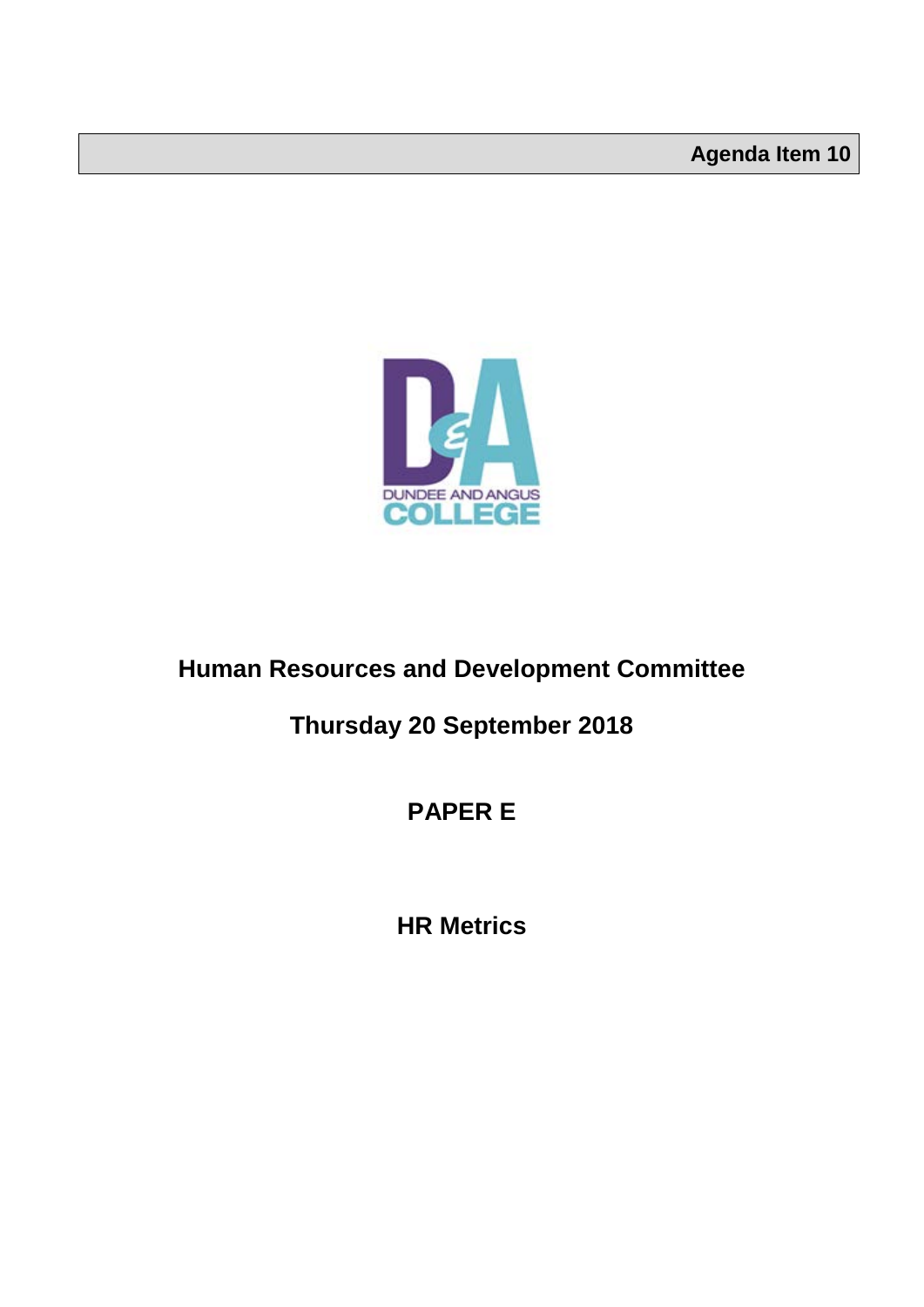**Agenda Item 10**

# Human Resources and Development Committee

## Thursday 20 September 2018

## PAPER E

## HR Metrics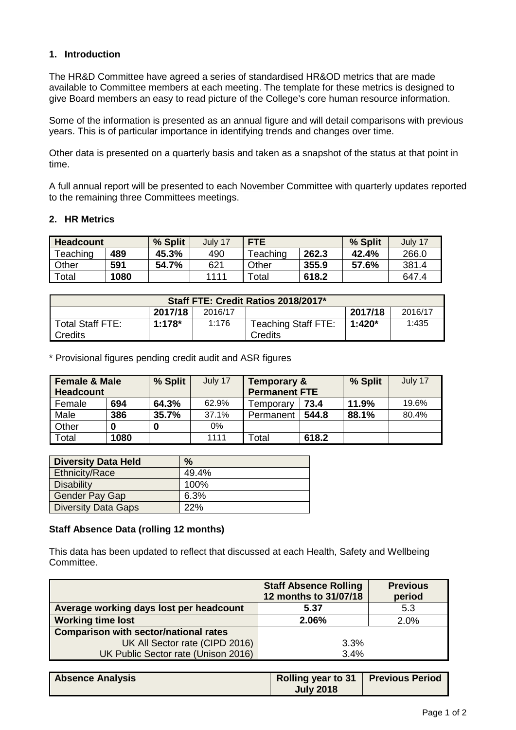## 1. Introduction

The HR&D Committee have agreed a series of standardised HR&OD metrics that are made available to Committee members at each meeting. The template for these metrics is designed to give Board members an easy to read picture of the College's core human resource information.

Some of the information is presented as an annual figure and will detail comparisons with previous years. This is of particular importance in identifying trends and changes over time.

Other data is presented on a quarterly basis and taken as a snapshot of the status at that point in time.

A full annual report will be presented to each November Committee with quarterly updates reported to the remaining three Committees meetings.

## 2. HR Metrics

| **Headcount** | | **% Split** | July 17 | **FTE** | | **% Split** | July 17 |
|---|---|---|---|---|---|---|---|
| Teaching | **489** | **45.3%** | 490 | Teaching | **262.3** | **42.4%** | 266.0 |
| Other | **591** | **54.7%** | 621 | Other | **355.9** | **57.6%** | 381.4 |
| Total | **1080** | | 1111 | Total | **618.2** | | 647.4 |

| **Staff FTE: Credit Ratios 2018/2017*** | | | | | |
|---|---|---|---|---|---|
| | **2017/18** | 2016/17 | | **2017/18** | 2016/17 |
| Total Staff FTE: Credits | **1:178*** | 1:176 | Teaching Staff FTE: Credits | **1:420*** | 1:435 |

* Provisional figures pending credit audit and ASR figures

| **Female & Male Headcount** | | **% Split** | July 17 | **Temporary & Permanent FTE** | | **% Split** | July 17 |
|---|---|---|---|---|---|---|---|
| Female | **694** | **64.3%** | 62.9% | Temporary | **73.4** | **11.9%** | 19.6% |
| Male | **386** | **35.7%** | 37.1% | Permanent | **544.8** | **88.1%** | 80.4% |
| Other | **0** | **0** | 0% | | | | |
| Total | **1080** | | 1111 | Total | **618.2** | | |

| **Diversity Data Held** | **%** |
|---|---|
| Ethnicity/Race | 49.4% |
| Disability | 100% |
| Gender Pay Gap | 6.3% |
| Diversity Data Gaps | 22% |

### Staff Absence Data (rolling 12 months)

This data has been updated to reflect that discussed at each Health, Safety and Wellbeing Committee.

| | **Staff Absence Rolling 12 months to 31/07/18** | **Previous period** |
|---|---|---|
| **Average working days lost per headcount** | **5.37** | 5.3 |
| **Working time lost** | **2.06%** | 2.0% |
| **Comparison with sector/national rates** | | |
| UK All Sector rate (CIPD 2016) | 3.3% | |
| UK Public Sector rate (Unison 2016) | 3.4% | |

| **Absence Analysis** | **Rolling year to 31 July 2018** | **Previous Period** |
|---|---|---|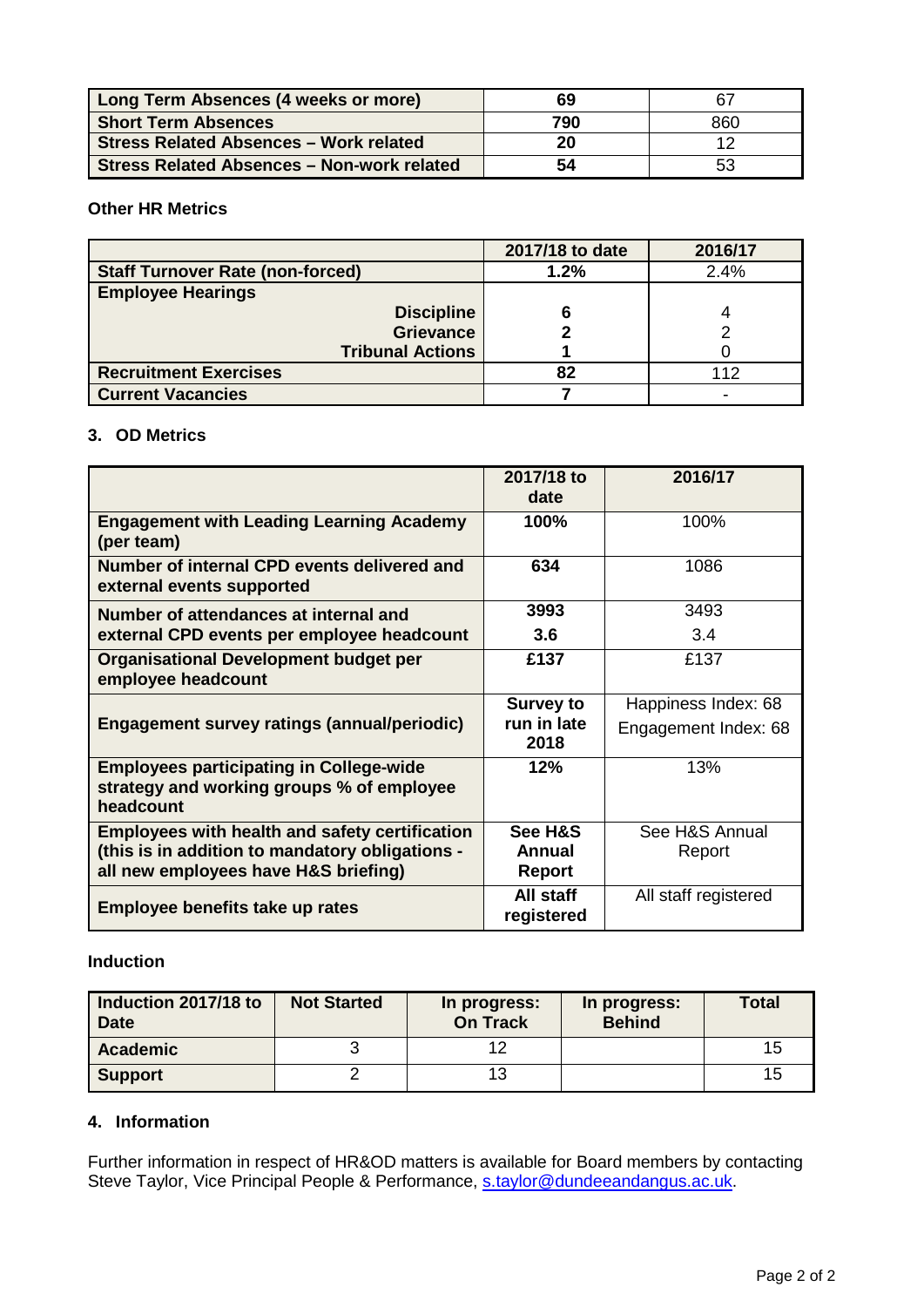| | | |
|---|---|---|
| **Long Term Absences (4 weeks or more)** | **69** | 67 |
| **Short Term Absences** | **790** | 860 |
| **Stress Related Absences – Work related** | **20** | 12 |
| **Stress Related Absences – Non-work related** | **54** | 53 |

**Other HR Metrics**

| | 2017/18 to date | 2016/17 |
|---|---|---|
| **Staff Turnover Rate (non-forced)** | **1.2%** | 2.4% |
| **Employee Hearings** | | |
| **Discipline** | **6** | 4 |
| **Grievance** | **2** | 2 |
| **Tribunal Actions** | **1** | 0 |
| **Recruitment Exercises** | **82** | 112 |
| **Current Vacancies** | **7** | - |

## 3. OD Metrics

| | 2017/18 to date | 2016/17 |
|---|---|---|
| **Engagement with Leading Learning Academy (per team)** | **100%** | 100% |
| **Number of internal CPD events delivered and external events supported** | **634** | 1086 |
| **Number of attendances at internal and external CPD events per employee headcount** | **3993**<br>**3.6** | 3493<br>3.4 |
| **Organisational Development budget per employee headcount** | **£137** | £137 |
| **Engagement survey ratings (annual/periodic)** | **Survey to run in late 2018** | Happiness Index: 68<br>Engagement Index: 68 |
| **Employees participating in College-wide strategy and working groups % of employee headcount** | **12%** | 13% |
| **Employees with health and safety certification (this is in addition to mandatory obligations - all new employees have H&S briefing)** | **See H&S Annual Report** | See H&S Annual Report |
| **Employee benefits take up rates** | **All staff registered** | All staff registered |

**Induction**

| Induction 2017/18 to Date | Not Started | In progress: On Track | In progress: Behind | Total |
|---|---|---|---|---|
| **Academic** | 3 | 12 | | 15 |
| **Support** | 2 | 13 | | 15 |

## 4. Information

Further information in respect of HR&OD matters is available for Board members by contacting Steve Taylor, Vice Principal People & Performance, s.taylor@dundeeandangus.ac.uk.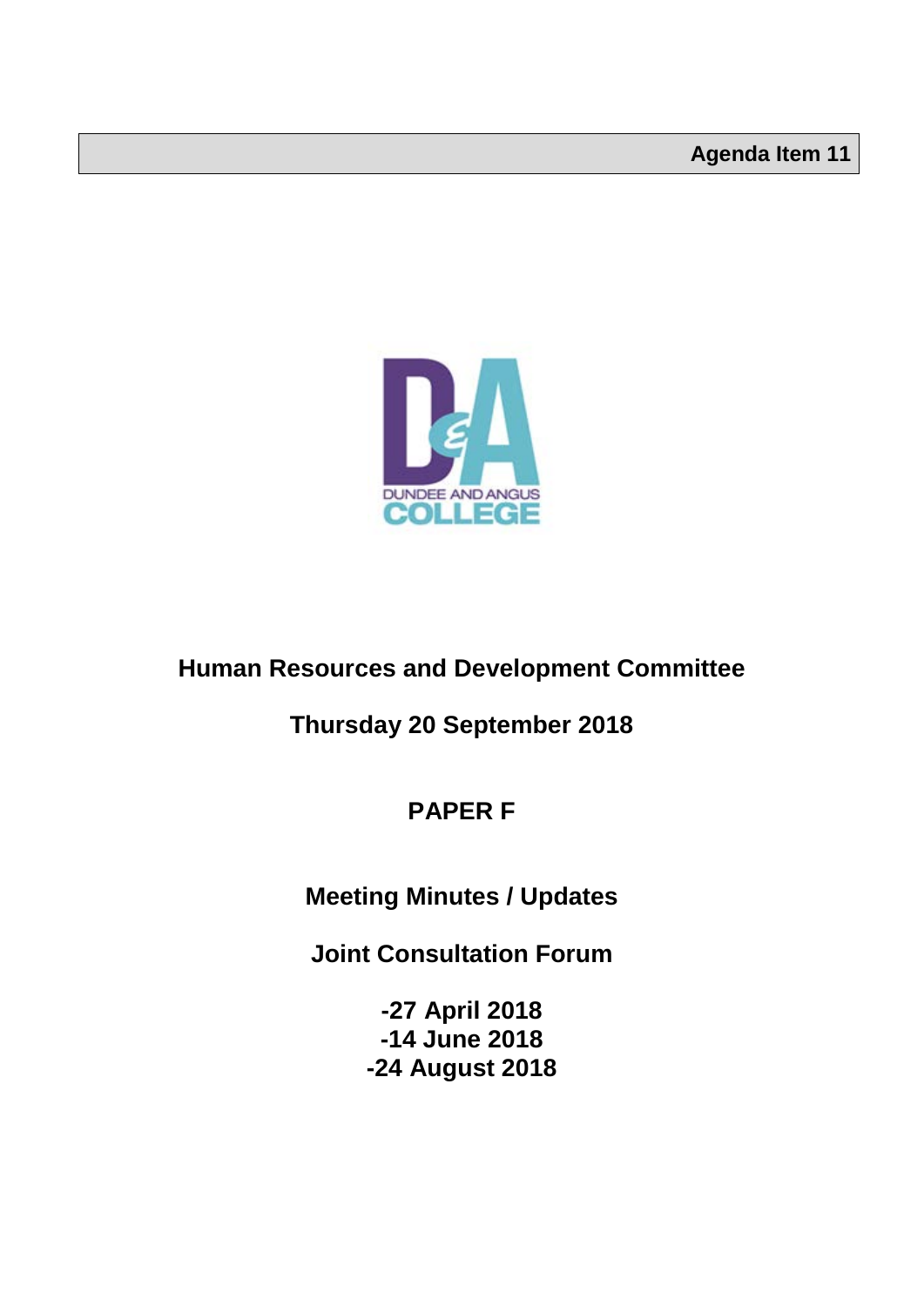**Agenda Item 11**

DUNDEE AND ANGUS COLLEGE

# Human Resources and Development Committee

## Thursday 20 September 2018

## PAPER F

## Meeting Minutes / Updates

## Joint Consultation Forum

**-27 April 2018**
**-14 June 2018**
**-24 August 2018**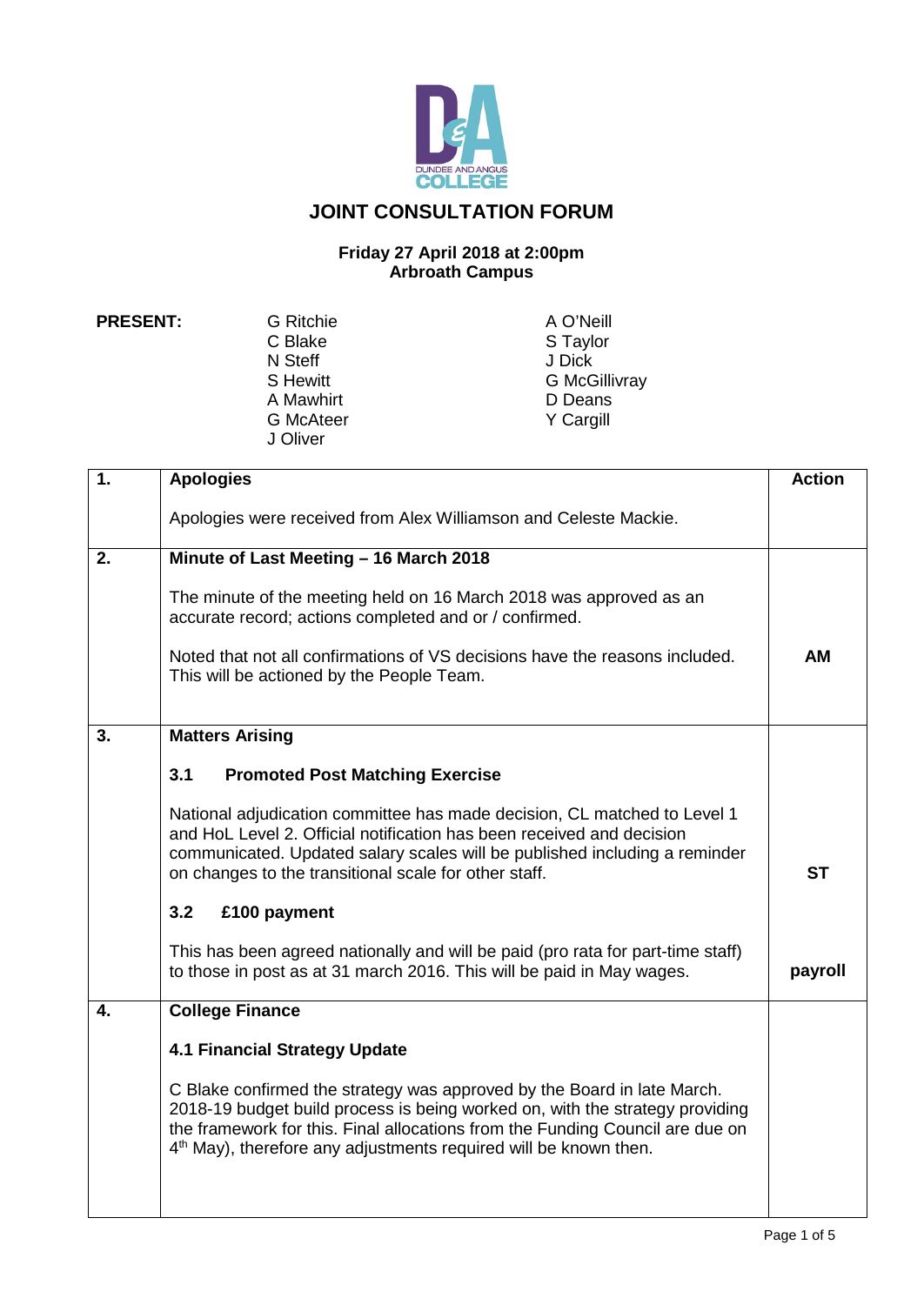# JOINT CONSULTATION FORUM

**Friday 27 April 2018 at 2:00pm**
**Arbroath Campus**

**PRESENT:**

G Ritchie
C Blake
N Steff
S Hewitt
A Mawhirt
G McAteer
J Oliver
A O'Neill
S Taylor
J Dick
G McGillivray
D Deans
Y Cargill

| | | Action |
|---|---|---|
| **1.** | **Apologies**<br><br>Apologies were received from Alex Williamson and Celeste Mackie. | |
| **2.** | **Minute of Last Meeting – 16 March 2018**<br><br>The minute of the meeting held on 16 March 2018 was approved as an accurate record; actions completed and or / confirmed.<br><br>Noted that not all confirmations of VS decisions have the reasons included. This will be actioned by the People Team. | **AM** |
| **3.** | **Matters Arising**<br><br>**3.1 Promoted Post Matching Exercise**<br><br>National adjudication committee has made decision, CL matched to Level 1 and HoL Level 2. Official notification has been received and decision communicated. Updated salary scales will be published including a reminder on changes to the transitional scale for other staff. | **ST** |
| | **3.2 £100 payment**<br><br>This has been agreed nationally and will be paid (pro rata for part-time staff) to those in post as at 31 march 2016. This will be paid in May wages. | **payroll** |
| **4.** | **College Finance**<br><br>**4.1 Financial Strategy Update**<br><br>C Blake confirmed the strategy was approved by the Board in late March. 2018-19 budget build process is being worked on, with the strategy providing the framework for this. Final allocations from the Funding Council are due on 4th May), therefore any adjustments required will be known then. | |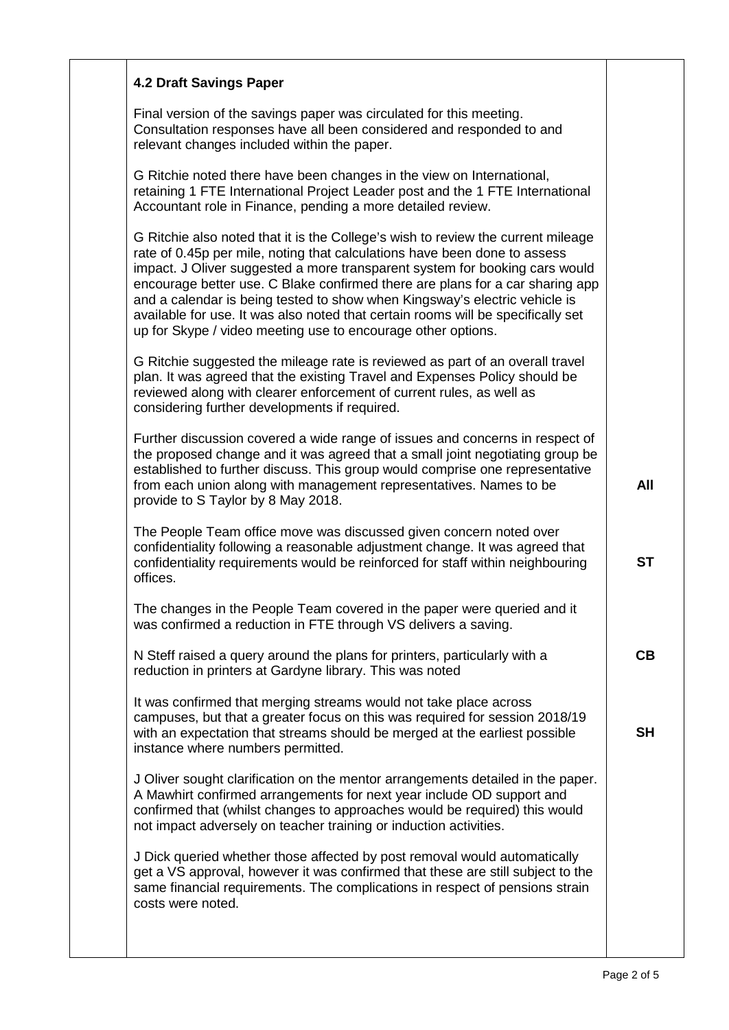### 4.2 Draft Savings Paper

Final version of the savings paper was circulated for this meeting. Consultation responses have all been considered and responded to and relevant changes included within the paper.

G Ritchie noted there have been changes in the view on International, retaining 1 FTE International Project Leader post and the 1 FTE International Accountant role in Finance, pending a more detailed review.

G Ritchie also noted that it is the College's wish to review the current mileage rate of 0.45p per mile, noting that calculations have been done to assess impact. J Oliver suggested a more transparent system for booking cars would encourage better use. C Blake confirmed there are plans for a car sharing app and a calendar is being tested to show when Kingsway's electric vehicle is available for use. It was also noted that certain rooms will be specifically set up for Skype / video meeting use to encourage other options.

G Ritchie suggested the mileage rate is reviewed as part of an overall travel plan. It was agreed that the existing Travel and Expenses Policy should be reviewed along with clearer enforcement of current rules, as well as considering further developments if required.

Further discussion covered a wide range of issues and concerns in respect of the proposed change and it was agreed that a small joint negotiating group be established to further discuss. This group would comprise one representative from each union along with management representatives. Names to be provide to S Taylor by 8 May 2018. **All**

The People Team office move was discussed given concern noted over confidentiality following a reasonable adjustment change. It was agreed that confidentiality requirements would be reinforced for staff within neighbouring offices. **ST**

The changes in the People Team covered in the paper were queried and it was confirmed a reduction in FTE through VS delivers a saving.

N Steff raised a query around the plans for printers, particularly with a reduction in printers at Gardyne library. This was noted **CB**

It was confirmed that merging streams would not take place across campuses, but that a greater focus on this was required for session 2018/19 with an expectation that streams should be merged at the earliest possible instance where numbers permitted. **SH**

J Oliver sought clarification on the mentor arrangements detailed in the paper. A Mawhirt confirmed arrangements for next year include OD support and confirmed that (whilst changes to approaches would be required) this would not impact adversely on teacher training or induction activities.

J Dick queried whether those affected by post removal would automatically get a VS approval, however it was confirmed that these are still subject to the same financial requirements. The complications in respect of pensions strain costs were noted.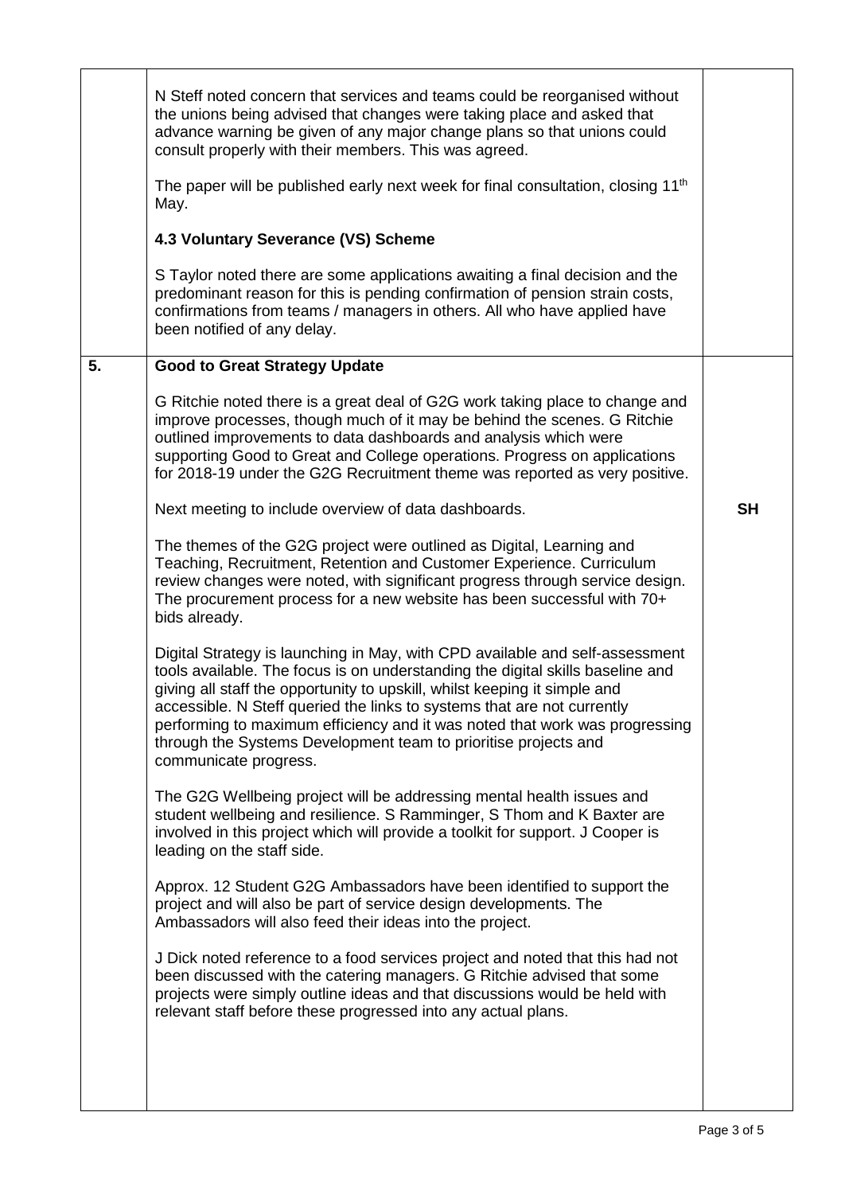| | | |
|---|---|---|
| | N Steff noted concern that services and teams could be reorganised without the unions being advised that changes were taking place and asked that advance warning be given of any major change plans so that unions could consult properly with their members. This was agreed.<br><br>The paper will be published early next week for final consultation, closing 11th May.<br><br>**4.3 Voluntary Severance (VS) Scheme**<br><br>S Taylor noted there are some applications awaiting a final decision and the predominant reason for this is pending confirmation of pension strain costs, confirmations from teams / managers in others. All who have applied have been notified of any delay. | |
| **5.** | **Good to Great Strategy Update**<br><br>G Ritchie noted there is a great deal of G2G work taking place to change and improve processes, though much of it may be behind the scenes. G Ritchie outlined improvements to data dashboards and analysis which were supporting Good to Great and College operations. Progress on applications for 2018-19 under the G2G Recruitment theme was reported as very positive.<br><br>Next meeting to include overview of data dashboards.<br><br>The themes of the G2G project were outlined as Digital, Learning and Teaching, Recruitment, Retention and Customer Experience. Curriculum review changes were noted, with significant progress through service design. The procurement process for a new website has been successful with 70+ bids already.<br><br>Digital Strategy is launching in May, with CPD available and self-assessment tools available. The focus is on understanding the digital skills baseline and giving all staff the opportunity to upskill, whilst keeping it simple and accessible. N Steff queried the links to systems that are not currently performing to maximum efficiency and it was noted that work was progressing through the Systems Development team to prioritise projects and communicate progress.<br><br>The G2G Wellbeing project will be addressing mental health issues and student wellbeing and resilience. S Ramminger, S Thom and K Baxter are involved in this project which will provide a toolkit for support. J Cooper is leading on the staff side.<br><br>Approx. 12 Student G2G Ambassadors have been identified to support the project and will also be part of service design developments. The Ambassadors will also feed their ideas into the project.<br><br>J Dick noted reference to a food services project and noted that this had not been discussed with the catering managers. G Ritchie advised that some projects were simply outline ideas and that discussions would be held with relevant staff before these progressed into any actual plans. | **SH** |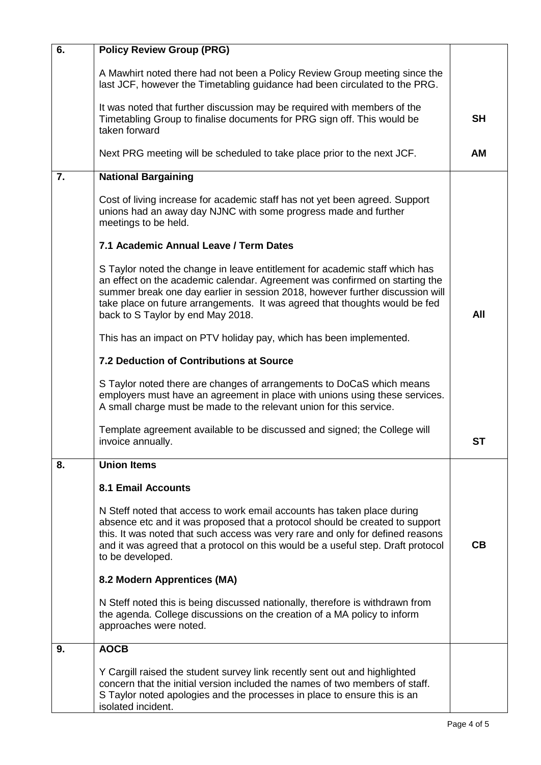| | | |
|---|---|---|
| **6.** | **Policy Review Group (PRG)**<br><br>A Mawhirt noted there had not been a Policy Review Group meeting since the last JCF, however the Timetabling guidance had been circulated to the PRG.<br><br>It was noted that further discussion may be required with members of the Timetabling Group to finalise documents for PRG sign off. This would be taken forward<br><br>Next PRG meeting will be scheduled to take place prior to the next JCF. | <br><br><br><br><br>**SH**<br><br><br>**AM** |
| **7.** | **National Bargaining**<br><br>Cost of living increase for academic staff has not yet been agreed. Support unions had an away day NJNC with some progress made and further meetings to be held.<br><br>**7.1 Academic Annual Leave / Term Dates**<br><br>S Taylor noted the change in leave entitlement for academic staff which has an effect on the academic calendar. Agreement was confirmed on starting the summer break one day earlier in session 2018, however further discussion will take place on future arrangements. It was agreed that thoughts would be fed back to S Taylor by end May 2018.<br><br>This has an impact on PTV holiday pay, which has been implemented.<br><br>**7.2 Deduction of Contributions at Source**<br><br>S Taylor noted there are changes of arrangements to DoCaS which means employers must have an agreement in place with unions using these services. A small charge must be made to the relevant union for this service.<br><br>Template agreement available to be discussed and signed; the College will invoice annually. | <br><br><br><br><br><br><br><br><br><br><br>**All**<br><br><br><br><br><br><br><br><br><br>**ST** |
| **8.** | **Union Items**<br><br>**8.1 Email Accounts**<br><br>N Steff noted that access to work email accounts has taken place during absence etc and it was proposed that a protocol should be created to support this. It was noted that such access was very rare and only for defined reasons and it was agreed that a protocol on this would be a useful step. Draft protocol to be developed.<br><br>**8.2 Modern Apprentices (MA)**<br><br>N Steff noted this is being discussed nationally, therefore is withdrawn from the agenda. College discussions on the creation of a MA policy to inform approaches were noted. | <br><br><br><br><br><br><br>**CB** |
| **9.** | **AOCB**<br><br>Y Cargill raised the student survey link recently sent out and highlighted concern that the initial version included the names of two members of staff. S Taylor noted apologies and the processes in place to ensure this is an isolated incident. | |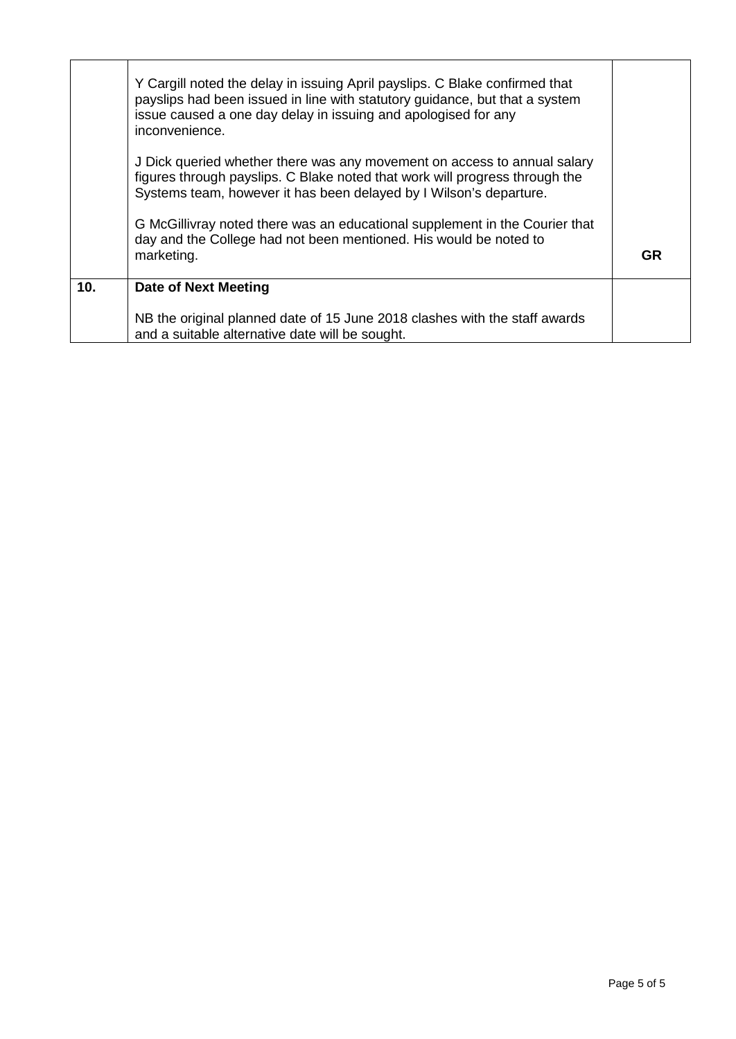| | | |
|---|---|---|
| | Y Cargill noted the delay in issuing April payslips. C Blake confirmed that payslips had been issued in line with statutory guidance, but that a system issue caused a one day delay in issuing and apologised for any inconvenience.<br><br>J Dick queried whether there was any movement on access to annual salary figures through payslips. C Blake noted that work will progress through the Systems team, however it has been delayed by I Wilson's departure.<br><br>G McGillivray noted there was an educational supplement in the Courier that day and the College had not been mentioned. His would be noted to marketing. | **GR** |
| **10.** | **Date of Next Meeting**<br><br>NB the original planned date of 15 June 2018 clashes with the staff awards and a suitable alternative date will be sought. | |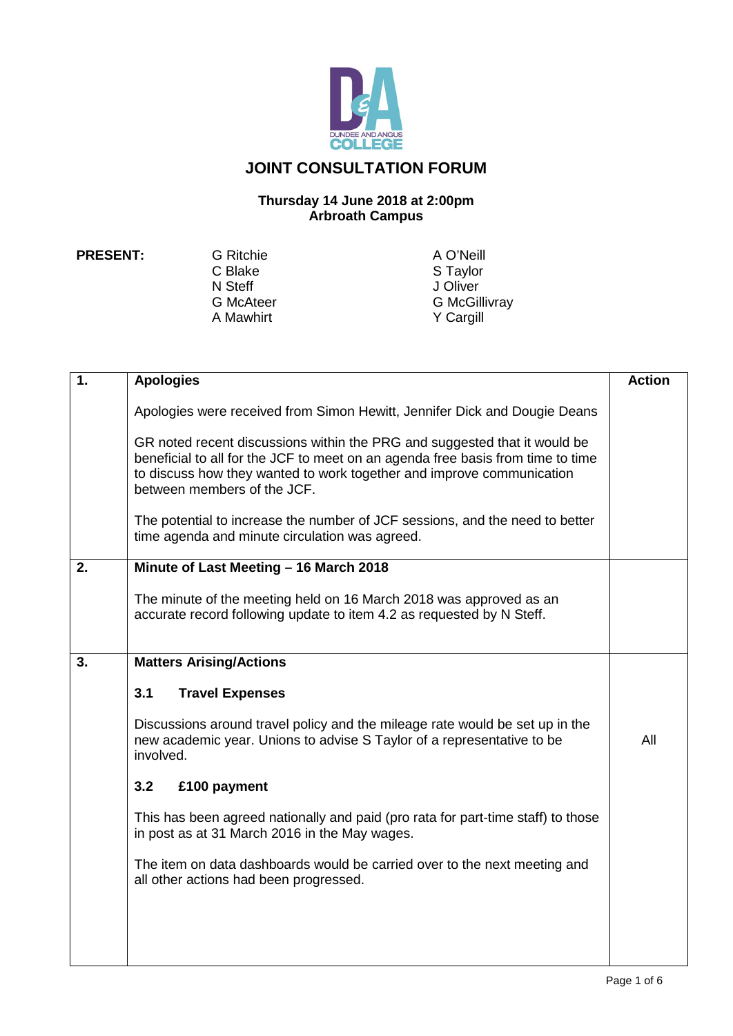# JOINT CONSULTATION FORUM

**Thursday 14 June 2018 at 2:00pm**
**Arbroath Campus**

**PRESENT:**

G Ritchie
C Blake
N Steff
G McAteer
A Mawhirt
A O'Neill
S Taylor
J Oliver
G McGillivray
Y Cargill

| | | Action |
|---|---|---|
| **1.** | **Apologies**<br><br>Apologies were received from Simon Hewitt, Jennifer Dick and Dougie Deans<br><br>GR noted recent discussions within the PRG and suggested that it would be beneficial to all for the JCF to meet on an agenda free basis from time to time to discuss how they wanted to work together and improve communication between members of the JCF.<br><br>The potential to increase the number of JCF sessions, and the need to better time agenda and minute circulation was agreed. | |
| **2.** | **Minute of Last Meeting – 16 March 2018**<br><br>The minute of the meeting held on 16 March 2018 was approved as an accurate record following update to item 4.2 as requested by N Steff. | |
| **3.** | **Matters Arising/Actions**<br><br>**3.1 Travel Expenses**<br><br>Discussions around travel policy and the mileage rate would be set up in the new academic year. Unions to advise S Taylor of a representative to be involved.<br><br>**3.2 £100 payment**<br><br>This has been agreed nationally and paid (pro rata for part-time staff) to those in post as at 31 March 2016 in the May wages.<br><br>The item on data dashboards would be carried over to the next meeting and all other actions had been progressed. | All |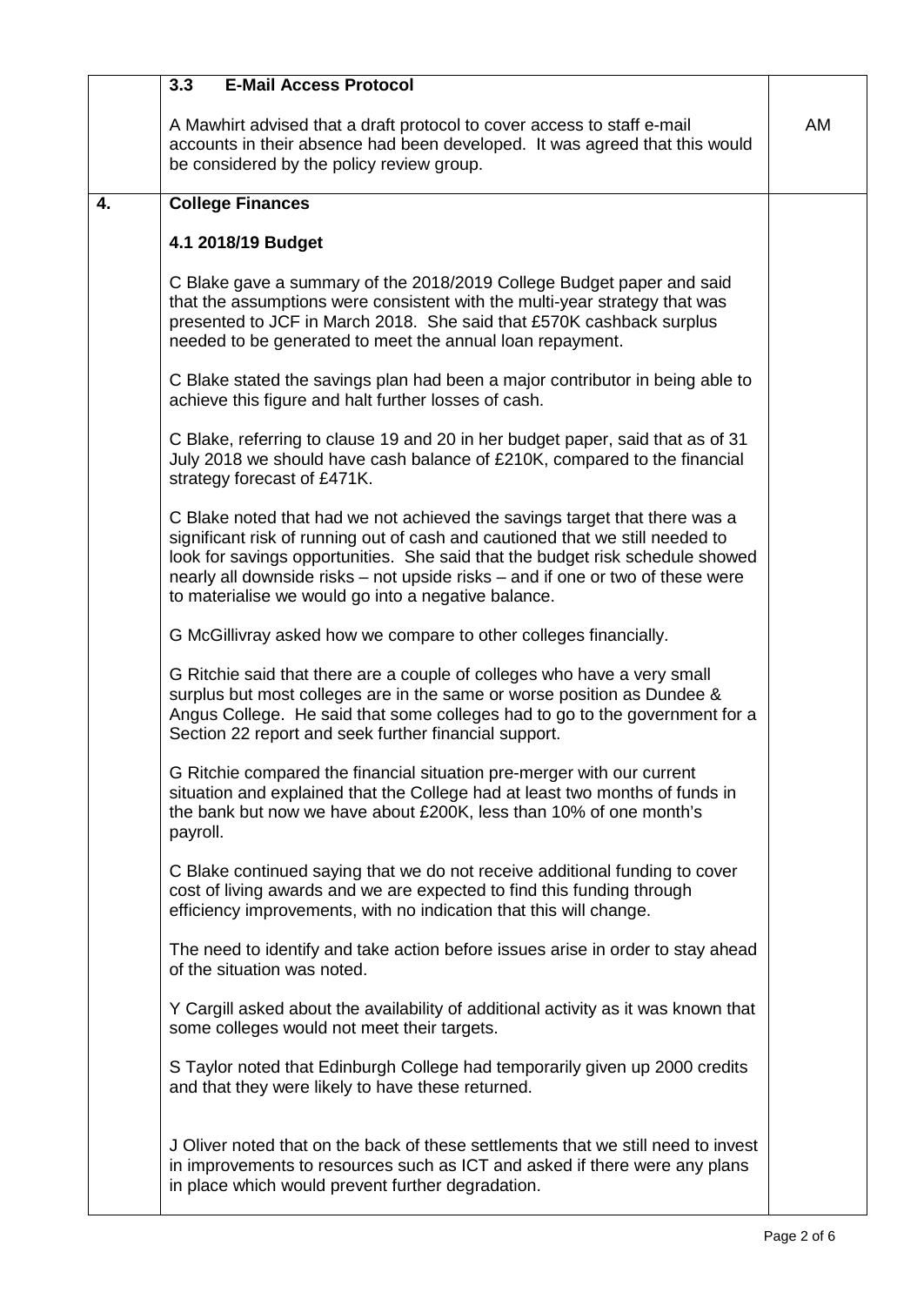| | | |
|---|---|---|
| | **3.3 E-Mail Access Protocol**<br><br>A Mawhirt advised that a draft protocol to cover access to staff e-mail accounts in their absence had been developed. It was agreed that this would be considered by the policy review group. | AM |
| **4.** | **College Finances**<br><br>**4.1 2018/19 Budget**<br><br>C Blake gave a summary of the 2018/2019 College Budget paper and said that the assumptions were consistent with the multi-year strategy that was presented to JCF in March 2018. She said that £570K cashback surplus needed to be generated to meet the annual loan repayment.<br><br>C Blake stated the savings plan had been a major contributor in being able to achieve this figure and halt further losses of cash.<br><br>C Blake, referring to clause 19 and 20 in her budget paper, said that as of 31 July 2018 we should have cash balance of £210K, compared to the financial strategy forecast of £471K.<br><br>C Blake noted that had we not achieved the savings target that there was a significant risk of running out of cash and cautioned that we still needed to look for savings opportunities. She said that the budget risk schedule showed nearly all downside risks – not upside risks – and if one or two of these were to materialise we would go into a negative balance.<br><br>G McGillivray asked how we compare to other colleges financially.<br><br>G Ritchie said that there are a couple of colleges who have a very small surplus but most colleges are in the same or worse position as Dundee & Angus College. He said that some colleges had to go to the government for a Section 22 report and seek further financial support.<br><br>G Ritchie compared the financial situation pre-merger with our current situation and explained that the College had at least two months of funds in the bank but now we have about £200K, less than 10% of one month's payroll.<br><br>C Blake continued saying that we do not receive additional funding to cover cost of living awards and we are expected to find this funding through efficiency improvements, with no indication that this will change.<br><br>The need to identify and take action before issues arise in order to stay ahead of the situation was noted.<br><br>Y Cargill asked about the availability of additional activity as it was known that some colleges would not meet their targets.<br><br>S Taylor noted that Edinburgh College had temporarily given up 2000 credits and that they were likely to have these returned.<br><br>J Oliver noted that on the back of these settlements that we still need to invest in improvements to resources such as ICT and asked if there were any plans in place which would prevent further degradation. | |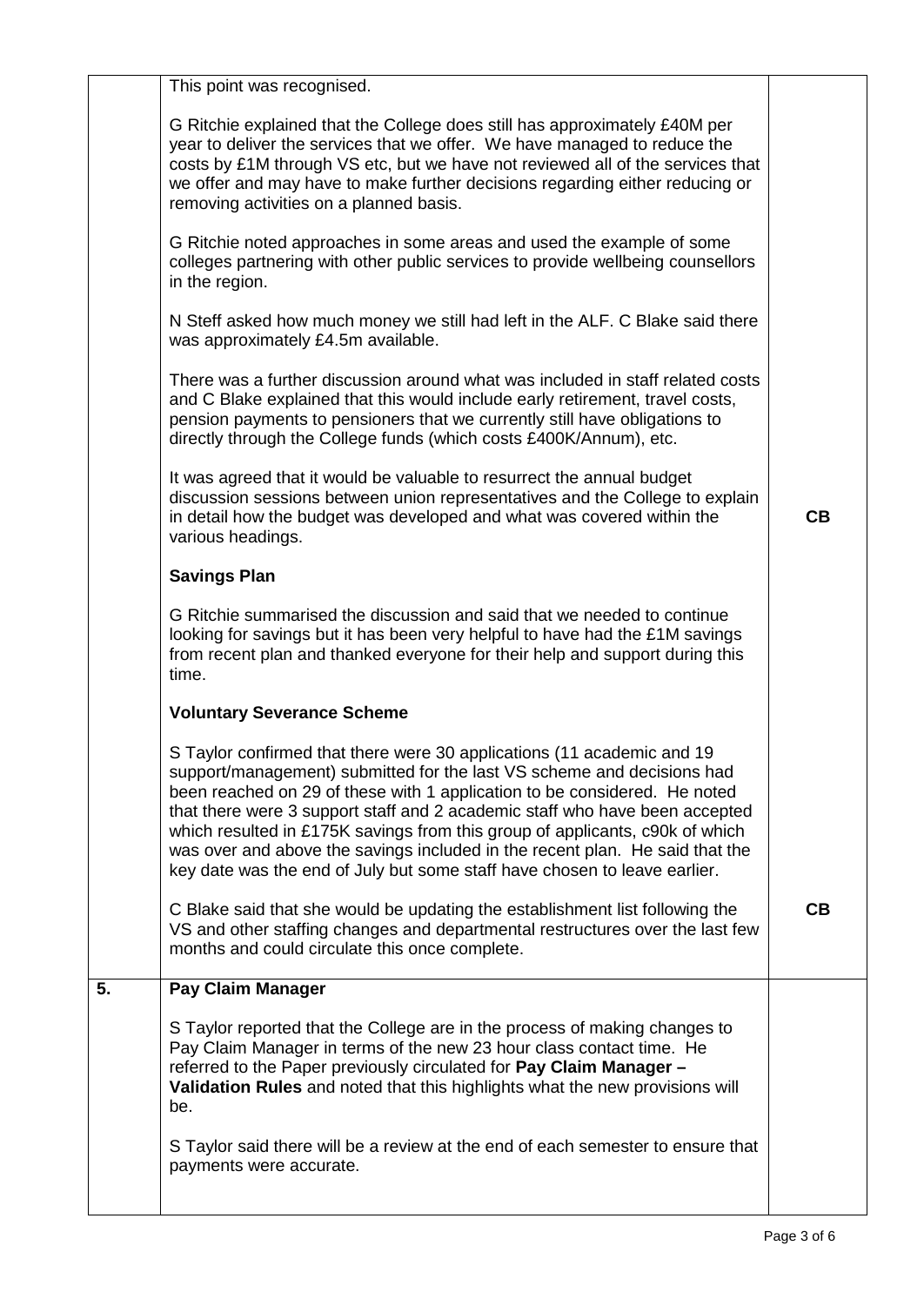| | | |
|---|---|---|
| | This point was recognised.<br><br>G Ritchie explained that the College does still has approximately £40M per year to deliver the services that we offer. We have managed to reduce the costs by £1M through VS etc, but we have not reviewed all of the services that we offer and may have to make further decisions regarding either reducing or removing activities on a planned basis.<br><br>G Ritchie noted approaches in some areas and used the example of some colleges partnering with other public services to provide wellbeing counsellors in the region.<br><br>N Steff asked how much money we still had left in the ALF. C Blake said there was approximately £4.5m available.<br><br>There was a further discussion around what was included in staff related costs and C Blake explained that this would include early retirement, travel costs, pension payments to pensioners that we currently still have obligations to directly through the College funds (which costs £400K/Annum), etc.<br><br>It was agreed that it would be valuable to resurrect the annual budget discussion sessions between union representatives and the College to explain in detail how the budget was developed and what was covered within the various headings. | **CB** |
| | **Savings Plan**<br><br>G Ritchie summarised the discussion and said that we needed to continue looking for savings but it has been very helpful to have had the £1M savings from recent plan and thanked everyone for their help and support during this time.<br><br>**Voluntary Severance Scheme**<br><br>S Taylor confirmed that there were 30 applications (11 academic and 19 support/management) submitted for the last VS scheme and decisions had been reached on 29 of these with 1 application to be considered. He noted that there were 3 support staff and 2 academic staff who have been accepted which resulted in £175K savings from this group of applicants, c90k of which was over and above the savings included in the recent plan. He said that the key date was the end of July but some staff have chosen to leave earlier.<br><br>C Blake said that she would be updating the establishment list following the VS and other staffing changes and departmental restructures over the last few months and could circulate this once complete. | **CB** |
| **5.** | **Pay Claim Manager**<br><br>S Taylor reported that the College are in the process of making changes to Pay Claim Manager in terms of the new 23 hour class contact time. He referred to the Paper previously circulated for **Pay Claim Manager – Validation Rules** and noted that this highlights what the new provisions will be.<br><br>S Taylor said there will be a review at the end of each semester to ensure that payments were accurate. | |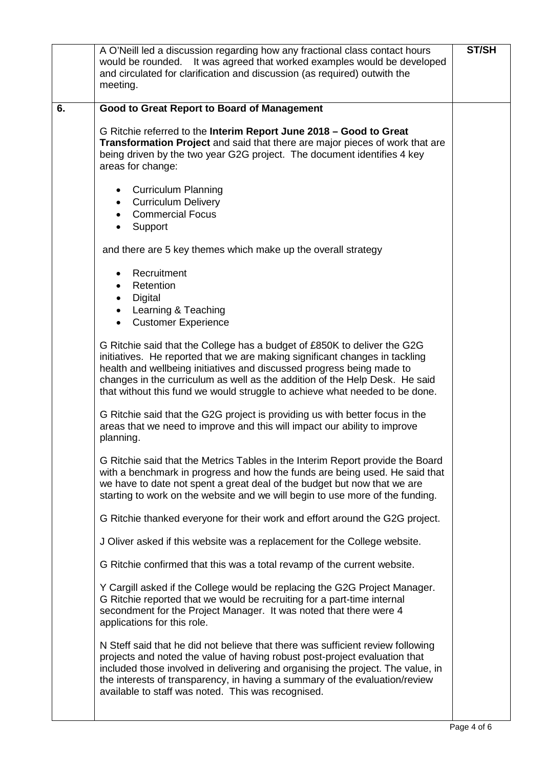| | | |
|---|---|---|
| | A O'Neill led a discussion regarding how any fractional class contact hours would be rounded. It was agreed that worked examples would be developed and circulated for clarification and discussion (as required) outwith the meeting. | **ST/SH** |
| **6.** | **Good to Great Report to Board of Management**<br><br>G Ritchie referred to the **Interim Report June 2018 – Good to Great Transformation Project** and said that there are major pieces of work that are being driven by the two year G2G project. The document identifies 4 key areas for change:<br><br>• Curriculum Planning<br>• Curriculum Delivery<br>• Commercial Focus<br>• Support<br><br>and there are 5 key themes which make up the overall strategy<br><br>• Recruitment<br>• Retention<br>• Digital<br>• Learning & Teaching<br>• Customer Experience<br><br>G Ritchie said that the College has a budget of £850K to deliver the G2G initiatives. He reported that we are making significant changes in tackling health and wellbeing initiatives and discussed progress being made to changes in the curriculum as well as the addition of the Help Desk. He said that without this fund we would struggle to achieve what needed to be done.<br><br>G Ritchie said that the G2G project is providing us with better focus in the areas that we need to improve and this will impact our ability to improve planning.<br><br>G Ritchie said that the Metrics Tables in the Interim Report provide the Board with a benchmark in progress and how the funds are being used. He said that we have to date not spent a great deal of the budget but now that we are starting to work on the website and we will begin to use more of the funding.<br><br>G Ritchie thanked everyone for their work and effort around the G2G project.<br><br>J Oliver asked if this website was a replacement for the College website.<br><br>G Ritchie confirmed that this was a total revamp of the current website.<br><br>Y Cargill asked if the College would be replacing the G2G Project Manager. G Ritchie reported that we would be recruiting for a part-time internal secondment for the Project Manager. It was noted that there were 4 applications for this role.<br><br>N Steff said that he did not believe that there was sufficient review following projects and noted the value of having robust post-project evaluation that included those involved in delivering and organising the project. The value, in the interests of transparency, in having a summary of the evaluation/review available to staff was noted. This was recognised. | |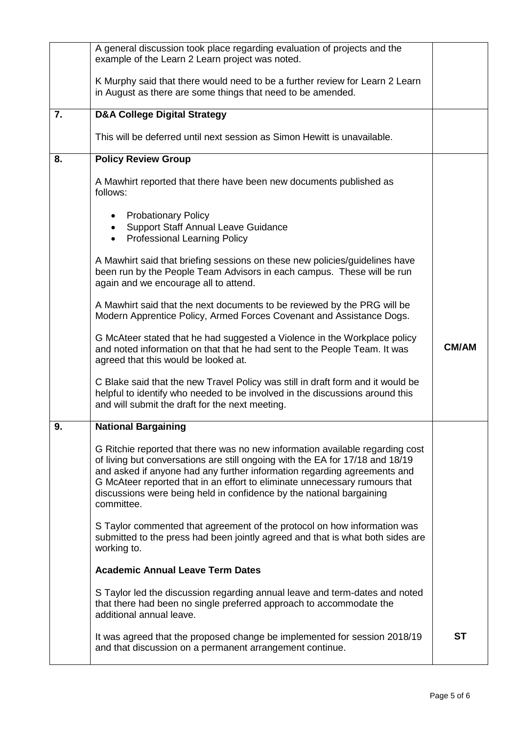| | | |
|---|---|---|
| | A general discussion took place regarding evaluation of projects and the example of the Learn 2 Learn project was noted.<br><br>K Murphy said that there would need to be a further review for Learn 2 Learn in August as there are some things that need to be amended. | |
| **7.** | **D&A College Digital Strategy**<br><br>This will be deferred until next session as Simon Hewitt is unavailable. | |
| **8.** | **Policy Review Group**<br><br>A Mawhirt reported that there have been new documents published as follows:<br><br>• Probationary Policy<br>• Support Staff Annual Leave Guidance<br>• Professional Learning Policy<br><br>A Mawhirt said that briefing sessions on these new policies/guidelines have been run by the People Team Advisors in each campus. These will be run again and we encourage all to attend.<br><br>A Mawhirt said that the next documents to be reviewed by the PRG will be Modern Apprentice Policy, Armed Forces Covenant and Assistance Dogs.<br><br>G McAteer stated that he had suggested a Violence in the Workplace policy and noted information on that that he had sent to the People Team. It was agreed that this would be looked at.<br><br>C Blake said that the new Travel Policy was still in draft form and it would be helpful to identify who needed to be involved in the discussions around this and will submit the draft for the next meeting. | **CM/AM** |
| **9.** | **National Bargaining**<br><br>G Ritchie reported that there was no new information available regarding cost of living but conversations are still ongoing with the EA for 17/18 and 18/19 and asked if anyone had any further information regarding agreements and G McAteer reported that in an effort to eliminate unnecessary rumours that discussions were being held in confidence by the national bargaining committee.<br><br>S Taylor commented that agreement of the protocol on how information was submitted to the press had been jointly agreed and that is what both sides are working to.<br><br>**Academic Annual Leave Term Dates**<br><br>S Taylor led the discussion regarding annual leave and term-dates and noted that there had been no single preferred approach to accommodate the additional annual leave.<br><br>It was agreed that the proposed change be implemented for session 2018/19 and that discussion on a permanent arrangement continue. | **ST** |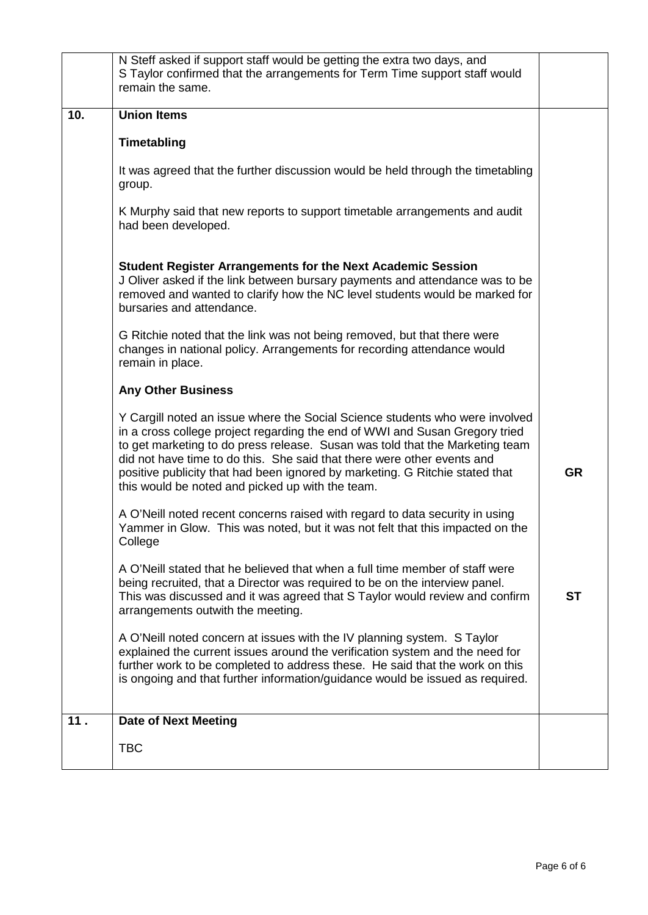| | | |
|---|---|---|
| | N Steff asked if support staff would be getting the extra two days, and S Taylor confirmed that the arrangements for Term Time support staff would remain the same. | |
| **10.** | **Union Items**<br><br>**Timetabling**<br><br>It was agreed that the further discussion would be held through the timetabling group.<br><br>K Murphy said that new reports to support timetable arrangements and audit had been developed.<br><br>**Student Register Arrangements for the Next Academic Session**<br>J Oliver asked if the link between bursary payments and attendance was to be removed and wanted to clarify how the NC level students would be marked for bursaries and attendance.<br><br>G Ritchie noted that the link was not being removed, but that there were changes in national policy. Arrangements for recording attendance would remain in place.<br><br>**Any Other Business**<br><br>Y Cargill noted an issue where the Social Science students who were involved in a cross college project regarding the end of WWI and Susan Gregory tried to get marketing to do press release. Susan was told that the Marketing team did not have time to do this. She said that there were other events and positive publicity that had been ignored by marketing. G Ritchie stated that this would be noted and picked up with the team.<br><br>A O'Neill noted recent concerns raised with regard to data security in using Yammer in Glow. This was noted, but it was not felt that this impacted on the College<br><br>A O'Neill stated that he believed that when a full time member of staff were being recruited, that a Director was required to be on the interview panel. This was discussed and it was agreed that S Taylor would review and confirm arrangements outwith the meeting.<br><br>A O'Neill noted concern at issues with the IV planning system. S Taylor explained the current issues around the verification system and the need for further work to be completed to address these. He said that the work on this is ongoing and that further information/guidance would be issued as required. | <br><br><br><br><br><br><br><br><br><br><br><br><br><br><br><br><br><br><br><br>**GR**<br><br><br><br><br><br><br>**ST** |
| **11 .** | **Date of Next Meeting**<br><br>TBC | |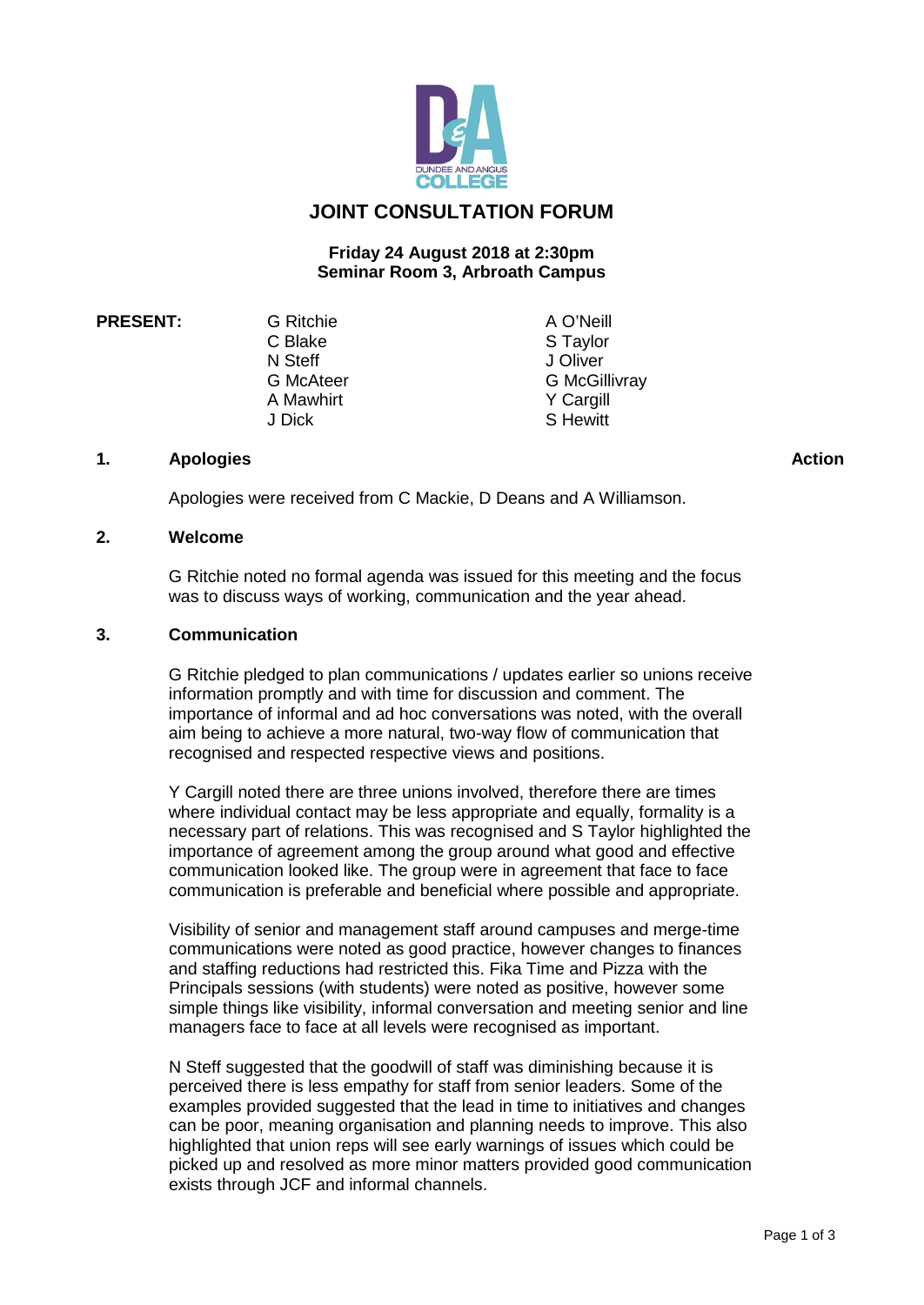# JOINT CONSULTATION FORUM

**Friday 24 August 2018 at 2:30pm**
**Seminar Room 3, Arbroath Campus**

**PRESENT:**

| | |
|---|---|
| G Ritchie | A O'Neill |
| C Blake | S Taylor |
| N Steff | J Oliver |
| G McAteer | G McGillivray |
| A Mawhirt | Y Cargill |
| J Dick | S Hewitt |

## 1. Apologies **Action**

Apologies were received from C Mackie, D Deans and A Williamson.

## 2. Welcome

G Ritchie noted no formal agenda was issued for this meeting and the focus was to discuss ways of working, communication and the year ahead.

## 3. Communication

G Ritchie pledged to plan communications / updates earlier so unions receive information promptly and with time for discussion and comment. The importance of informal and ad hoc conversations was noted, with the overall aim being to achieve a more natural, two-way flow of communication that recognised and respected respective views and positions.

Y Cargill noted there are three unions involved, therefore there are times where individual contact may be less appropriate and equally, formality is a necessary part of relations. This was recognised and S Taylor highlighted the importance of agreement among the group around what good and effective communication looked like. The group were in agreement that face to face communication is preferable and beneficial where possible and appropriate.

Visibility of senior and management staff around campuses and merge-time communications were noted as good practice, however changes to finances and staffing reductions had restricted this. Fika Time and Pizza with the Principals sessions (with students) were noted as positive, however some simple things like visibility, informal conversation and meeting senior and line managers face to face at all levels were recognised as important.

N Steff suggested that the goodwill of staff was diminishing because it is perceived there is less empathy for staff from senior leaders. Some of the examples provided suggested that the lead in time to initiatives and changes can be poor, meaning organisation and planning needs to improve. This also highlighted that union reps will see early warnings of issues which could be picked up and resolved as more minor matters provided good communication exists through JCF and informal channels.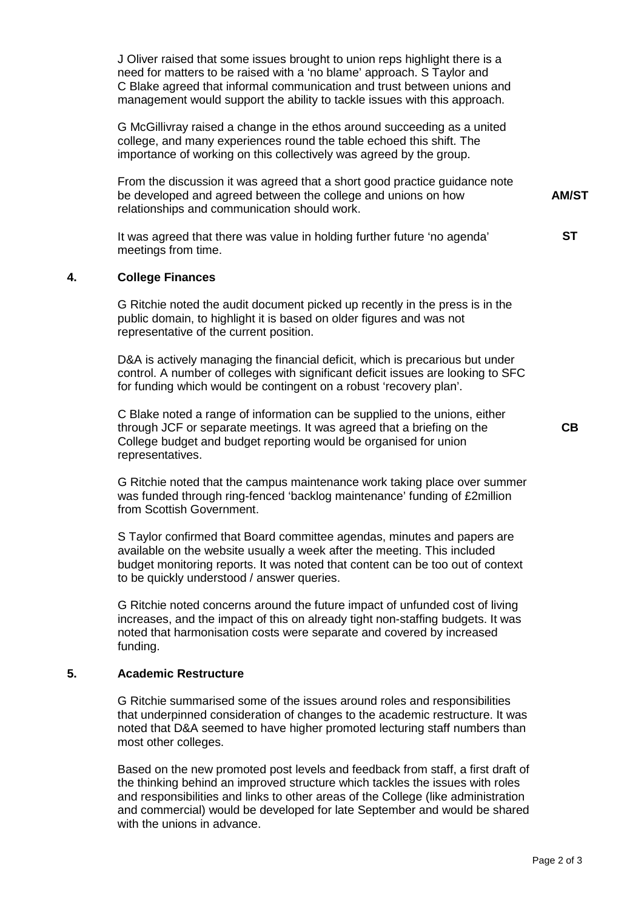J Oliver raised that some issues brought to union reps highlight there is a need for matters to be raised with a 'no blame' approach. S Taylor and C Blake agreed that informal communication and trust between unions and management would support the ability to tackle issues with this approach.

G McGillivray raised a change in the ethos around succeeding as a united college, and many experiences round the table echoed this shift. The importance of working on this collectively was agreed by the group.

From the discussion it was agreed that a short good practice guidance note be developed and agreed between the college and unions on how relationships and communication should work. **AM/ST**

It was agreed that there was value in holding further future 'no agenda' meetings from time. **ST**

## 4. College Finances

G Ritchie noted the audit document picked up recently in the press is in the public domain, to highlight it is based on older figures and was not representative of the current position.

D&A is actively managing the financial deficit, which is precarious but under control. A number of colleges with significant deficit issues are looking to SFC for funding which would be contingent on a robust 'recovery plan'.

C Blake noted a range of information can be supplied to the unions, either through JCF or separate meetings. It was agreed that a briefing on the College budget and budget reporting would be organised for union representatives. **CB**

G Ritchie noted that the campus maintenance work taking place over summer was funded through ring-fenced 'backlog maintenance' funding of £2million from Scottish Government.

S Taylor confirmed that Board committee agendas, minutes and papers are available on the website usually a week after the meeting. This included budget monitoring reports. It was noted that content can be too out of context to be quickly understood / answer queries.

G Ritchie noted concerns around the future impact of unfunded cost of living increases, and the impact of this on already tight non-staffing budgets. It was noted that harmonisation costs were separate and covered by increased funding.

## 5. Academic Restructure

G Ritchie summarised some of the issues around roles and responsibilities that underpinned consideration of changes to the academic restructure. It was noted that D&A seemed to have higher promoted lecturing staff numbers than most other colleges.

Based on the new promoted post levels and feedback from staff, a first draft of the thinking behind an improved structure which tackles the issues with roles and responsibilities and links to other areas of the College (like administration and commercial) would be developed for late September and would be shared with the unions in advance.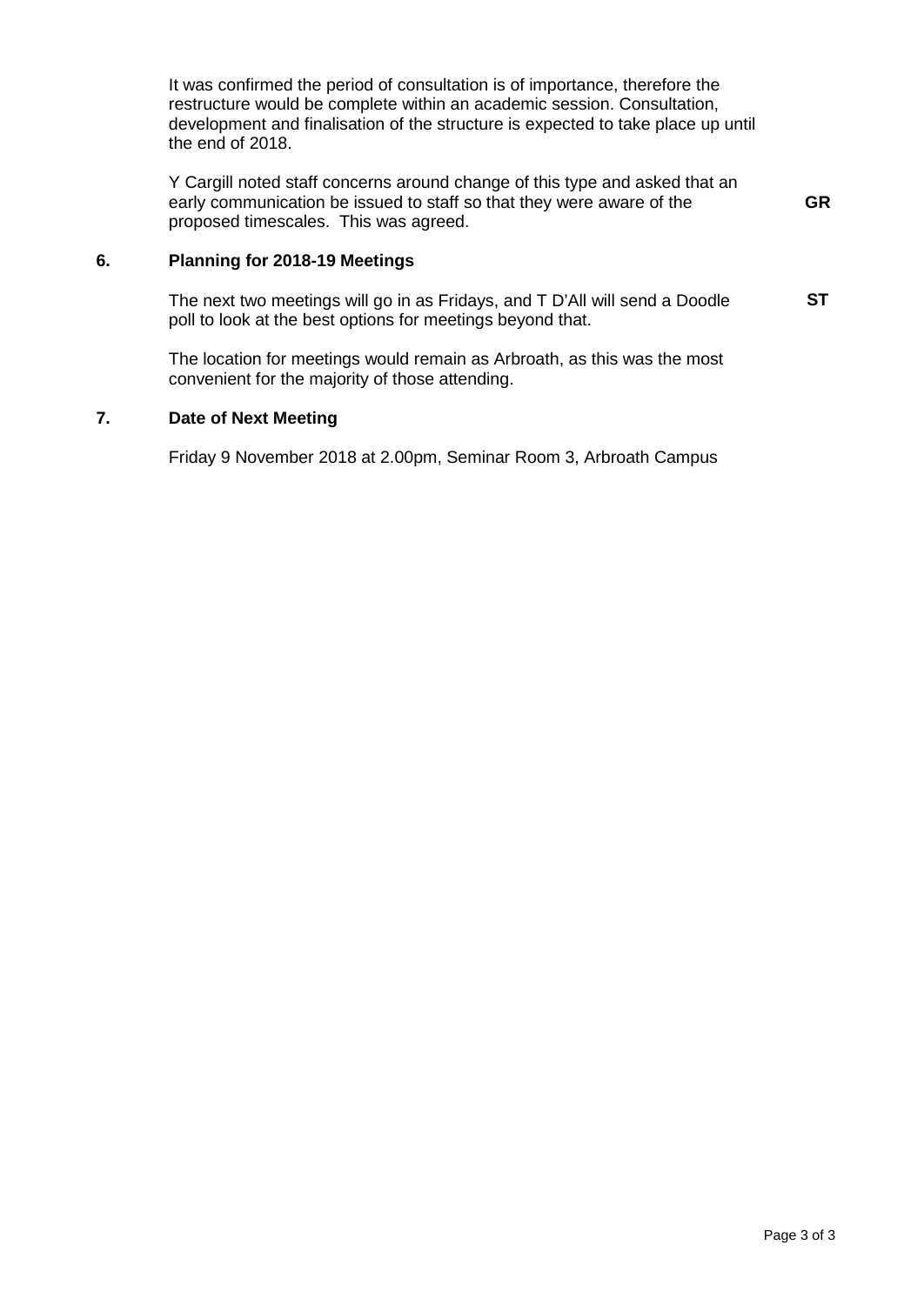It was confirmed the period of consultation is of importance, therefore the restructure would be complete within an academic session. Consultation, development and finalisation of the structure is expected to take place up until the end of 2018.

Y Cargill noted staff concerns around change of this type and asked that an early communication be issued to staff so that they were aware of the proposed timescales. This was agreed. **GR**

## 6. Planning for 2018-19 Meetings

The next two meetings will go in as Fridays, and T D'All will send a Doodle poll to look at the best options for meetings beyond that. **ST**

The location for meetings would remain as Arbroath, as this was the most convenient for the majority of those attending.

## 7. Date of Next Meeting

Friday 9 November 2018 at 2.00pm, Seminar Room 3, Arbroath Campus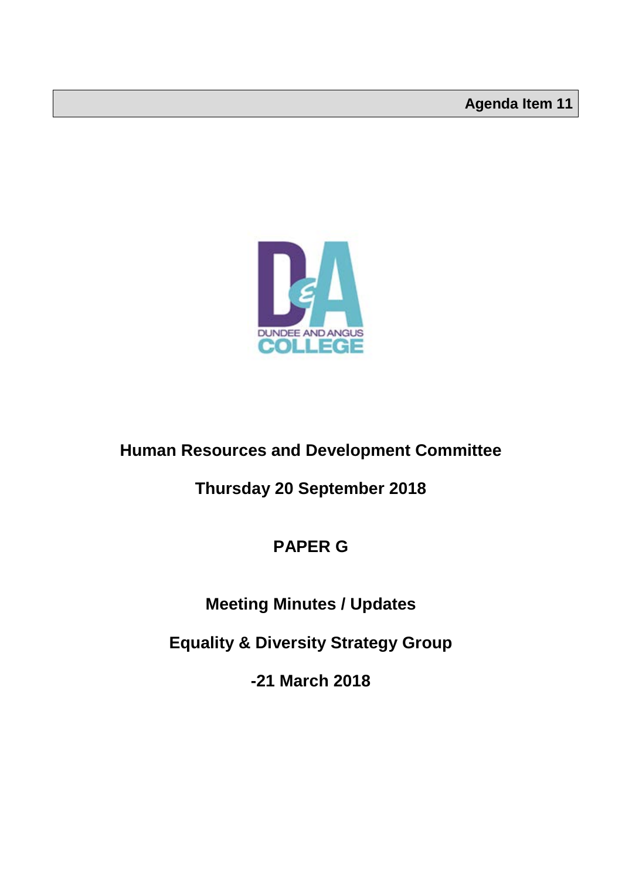**Agenda Item 11**

# Human Resources and Development Committee

## Thursday 20 September 2018

## PAPER G

## Meeting Minutes / Updates

## Equality & Diversity Strategy Group

## -21 March 2018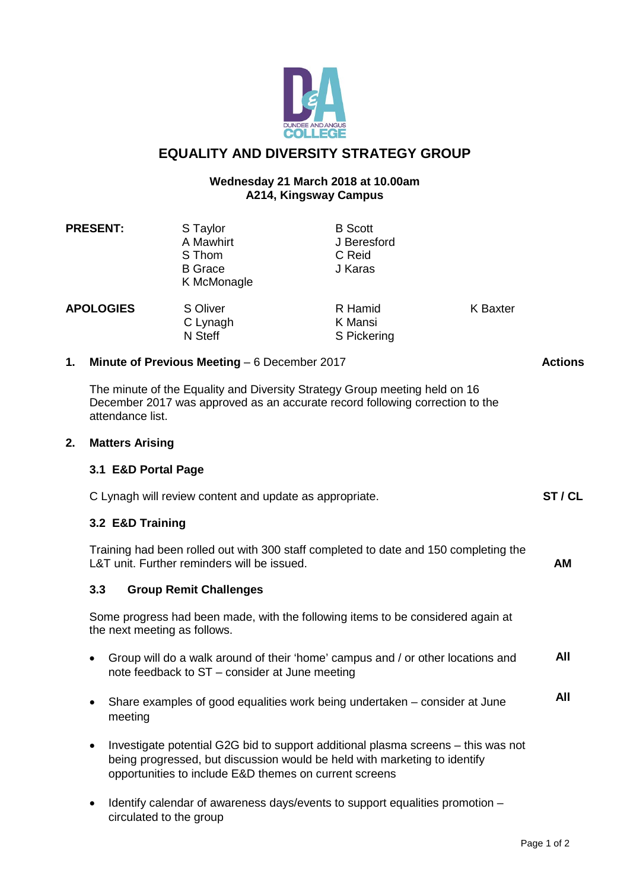# EQUALITY AND DIVERSITY STRATEGY GROUP

**Wednesday 21 March 2018 at 10.00am**
**A214, Kingsway Campus**

| **PRESENT:** | S Taylor | B Scott | |
|---|---|---|---|
| | A Mawhirt | J Beresford | |
| | S Thom | C Reid | |
| | B Grace | J Karas | |
| | K McMonagle | | |
| **APOLOGIES** | S Oliver | R Hamid | K Baxter |
| | C Lynagh | K Mansi | |
| | N Steff | S Pickering | |

## 1. Minute of Previous Meeting – 6 December 2017 — **Actions**

The minute of the Equality and Diversity Strategy Group meeting held on 16 December 2017 was approved as an accurate record following correction to the attendance list.

## 2. Matters Arising

### 3.1 E&D Portal Page

C Lynagh will review content and update as appropriate. — **ST / CL**

### 3.2 E&D Training

Training had been rolled out with 300 staff completed to date and 150 completing the L&T unit. Further reminders will be issued. — **AM**

### 3.3 Group Remit Challenges

Some progress had been made, with the following items to be considered again at the next meeting as follows.

- Group will do a walk around of their 'home' campus and / or other locations and note feedback to ST – consider at June meeting — **All**
- Share examples of good equalities work being undertaken – consider at June meeting — **All**
- Investigate potential G2G bid to support additional plasma screens – this was not being progressed, but discussion would be held with marketing to identify opportunities to include E&D themes on current screens
- Identify calendar of awareness days/events to support equalities promotion – circulated to the group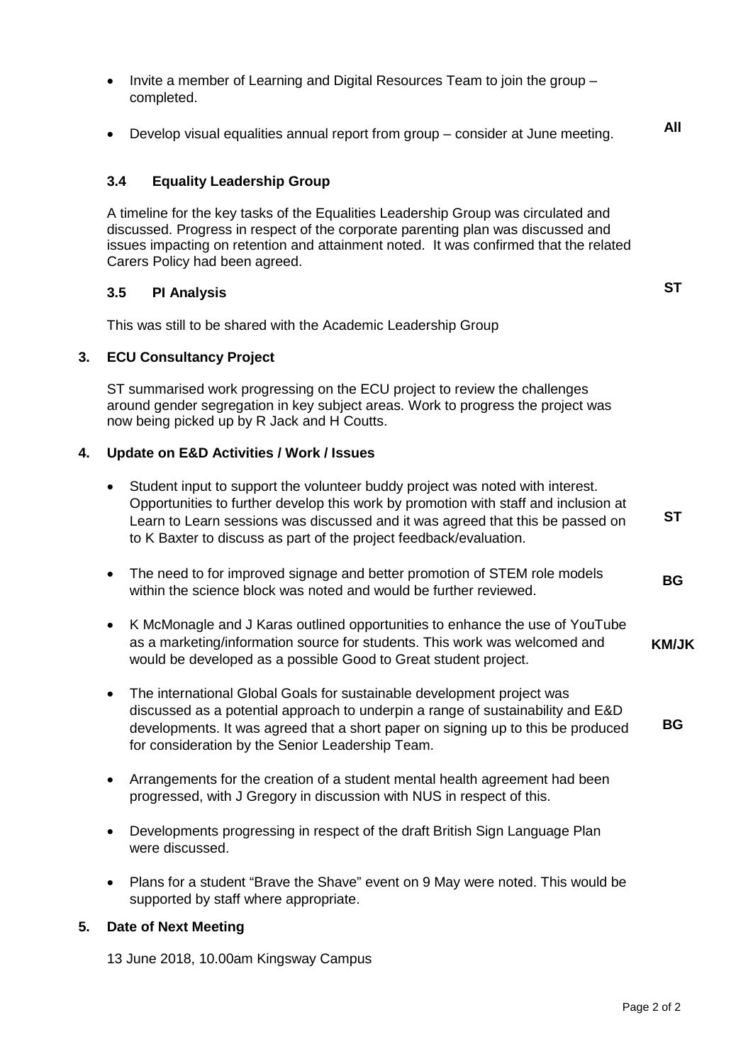- Invite a member of Learning and Digital Resources Team to join the group – completed.
- Develop visual equalities annual report from group – consider at June meeting. **All**

### 3.4 Equality Leadership Group

A timeline for the key tasks of the Equalities Leadership Group was circulated and discussed. Progress in respect of the corporate parenting plan was discussed and issues impacting on retention and attainment noted. It was confirmed that the related Carers Policy had been agreed.

### 3.5 PI Analysis

**ST**

This was still to be shared with the Academic Leadership Group

## 3. ECU Consultancy Project

ST summarised work progressing on the ECU project to review the challenges around gender segregation in key subject areas. Work to progress the project was now being picked up by R Jack and H Coutts.

## 4. Update on E&D Activities / Work / Issues

- Student input to support the volunteer buddy project was noted with interest. Opportunities to further develop this work by promotion with staff and inclusion at Learn to Learn sessions was discussed and it was agreed that this be passed on to K Baxter to discuss as part of the project feedback/evaluation. **ST**
- The need to for improved signage and better promotion of STEM role models within the science block was noted and would be further reviewed. **BG**
- K McMonagle and J Karas outlined opportunities to enhance the use of YouTube as a marketing/information source for students. This work was welcomed and would be developed as a possible Good to Great student project. **KM/JK**
- The international Global Goals for sustainable development project was discussed as a potential approach to underpin a range of sustainability and E&D developments. It was agreed that a short paper on signing up to this be produced for consideration by the Senior Leadership Team. **BG**
- Arrangements for the creation of a student mental health agreement had been progressed, with J Gregory in discussion with NUS in respect of this.
- Developments progressing in respect of the draft British Sign Language Plan were discussed.
- Plans for a student "Brave the Shave" event on 9 May were noted. This would be supported by staff where appropriate.

## 5. Date of Next Meeting

13 June 2018, 10.00am Kingsway Campus